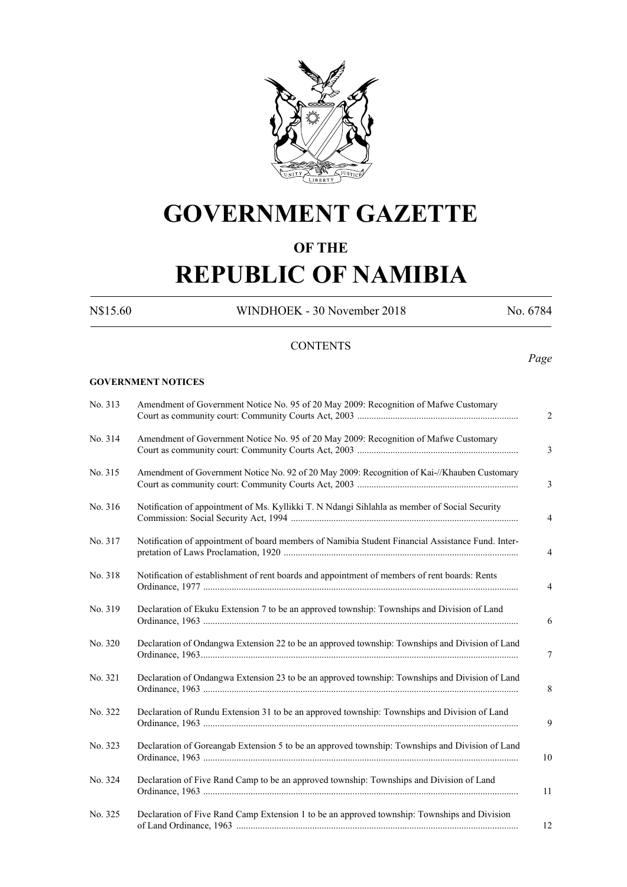# GOVERNMENT GAZETTE

## OF THE

# REPUBLIC OF NAMIBIA

N$15.60 WINDHOEK - 30 November 2018 No. 6784

CONTENTS

*Page*

**GOVERNMENT NOTICES**

| | | |
|---|---|---|
| No. 313 | Amendment of Government Notice No. 95 of 20 May 2009: Recognition of Mafwe Customary Court as community court: Community Courts Act, 2003 | 2 |
| No. 314 | Amendment of Government Notice No. 95 of 20 May 2009: Recognition of Mafwe Customary Court as community court: Community Courts Act, 2003 | 3 |
| No. 315 | Amendment of Government Notice No. 92 of 20 May 2009: Recognition of Kai-//Khauben Customary Court as community court: Community Courts Act, 2003 | 3 |
| No. 316 | Notification of appointment of Ms. Kyllikki T. N Ndangi Sihlahla as member of Social Security Commission: Social Security Act, 1994 | 4 |
| No. 317 | Notification of appointment of board members of Namibia Student Financial Assistance Fund. Interpretation of Laws Proclamation, 1920 | 4 |
| No. 318 | Notification of establishment of rent boards and appointment of members of rent boards: Rents Ordinance, 1977 | 4 |
| No. 319 | Declaration of Ekuku Extension 7 to be an approved township: Townships and Division of Land Ordinance, 1963 | 6 |
| No. 320 | Declaration of Ondangwa Extension 22 to be an approved township: Townships and Division of Land Ordinance, 1963 | 7 |
| No. 321 | Declaration of Ondangwa Extension 23 to be an approved township: Townships and Division of Land Ordinance, 1963 | 8 |
| No. 322 | Declaration of Rundu Extension 31 to be an approved township: Townships and Division of Land Ordinance, 1963 | 9 |
| No. 323 | Declaration of Goreangab Extension 5 to be an approved township: Townships and Division of Land Ordinance, 1963 | 10 |
| No. 324 | Declaration of Five Rand Camp to be an approved township: Townships and Division of Land Ordinance, 1963 | 11 |
| No. 325 | Declaration of Five Rand Camp Extension 1 to be an approved township: Townships and Division of Land Ordinance, 1963 | 12 |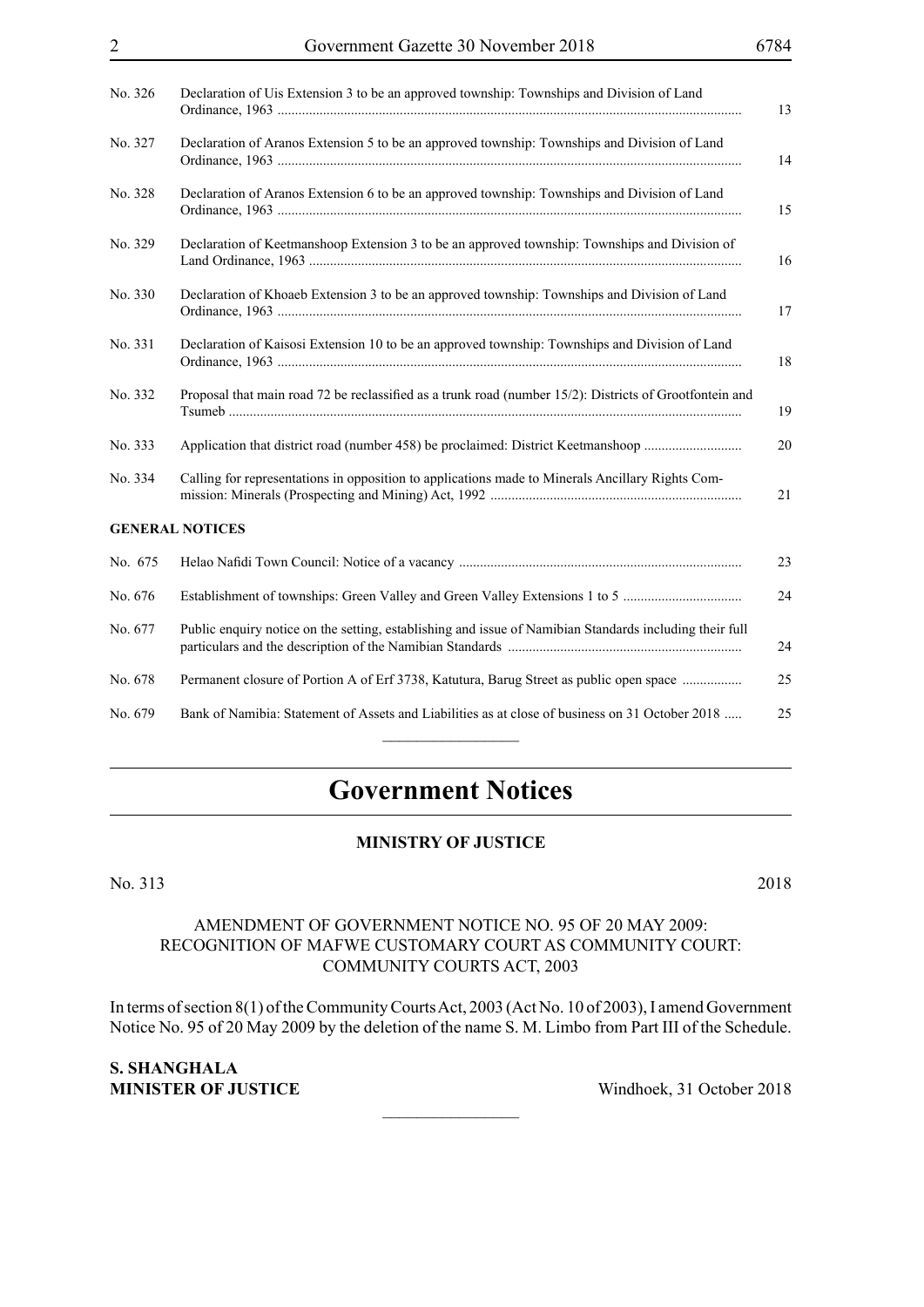| | | |
|---|---|---|
| No. 326 | Declaration of Uis Extension 3 to be an approved township: Townships and Division of Land Ordinance, 1963 | 13 |
| No. 327 | Declaration of Aranos Extension 5 to be an approved township: Townships and Division of Land Ordinance, 1963 | 14 |
| No. 328 | Declaration of Aranos Extension 6 to be an approved township: Townships and Division of Land Ordinance, 1963 | 15 |
| No. 329 | Declaration of Keetmanshoop Extension 3 to be an approved township: Townships and Division of Land Ordinance, 1963 | 16 |
| No. 330 | Declaration of Khoaeb Extension 3 to be an approved township: Townships and Division of Land Ordinance, 1963 | 17 |
| No. 331 | Declaration of Kaisosi Extension 10 to be an approved township: Townships and Division of Land Ordinance, 1963 | 18 |
| No. 332 | Proposal that main road 72 be reclassified as a trunk road (number 15/2): Districts of Grootfontein and Tsumeb | 19 |
| No. 333 | Application that district road (number 458) be proclaimed: District Keetmanshoop | 20 |
| No. 334 | Calling for representations in opposition to applications made to Minerals Ancillary Rights Commission: Minerals (Prospecting and Mining) Act, 1992 | 21 |

**GENERAL NOTICES**

| | | |
|---|---|---|
| No. 675 | Helao Nafidi Town Council: Notice of a vacancy | 23 |
| No. 676 | Establishment of townships: Green Valley and Green Valley Extensions 1 to 5 | 24 |
| No. 677 | Public enquiry notice on the setting, establishing and issue of Namibian Standards including their full particulars and the description of the Namibian Standards | 24 |
| No. 678 | Permanent closure of Portion A of Erf 3738, Katutura, Barug Street as public open space | 25 |
| No. 679 | Bank of Namibia: Statement of Assets and Liabilities as at close of business on 31 October 2018 | 25 |

# Government Notices

## MINISTRY OF JUSTICE

No. 313 2018

AMENDMENT OF GOVERNMENT NOTICE NO. 95 OF 20 MAY 2009: RECOGNITION OF MAFWE CUSTOMARY COURT AS COMMUNITY COURT: COMMUNITY COURTS ACT, 2003

In terms of section 8(1) of the Community Courts Act, 2003 (Act No. 10 of 2003), I amend Government Notice No. 95 of 20 May 2009 by the deletion of the name S. M. Limbo from Part III of the Schedule.

**S. SHANGHALA**
**MINISTER OF JUSTICE** Windhoek, 31 October 2018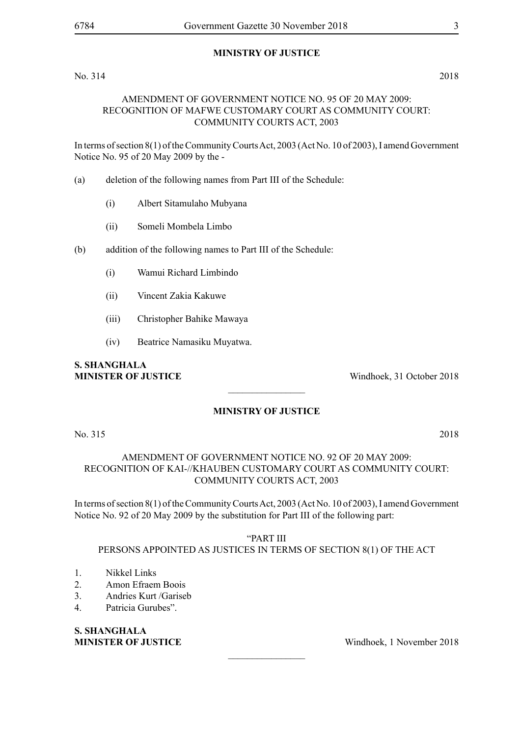**MINISTRY OF JUSTICE**

No. 314 2018

AMENDMENT OF GOVERNMENT NOTICE NO. 95 OF 20 MAY 2009: RECOGNITION OF MAFWE CUSTOMARY COURT AS COMMUNITY COURT: COMMUNITY COURTS ACT, 2003

In terms of section 8(1) of the Community Courts Act, 2003 (Act No. 10 of 2003), I amend Government Notice No. 95 of 20 May 2009 by the -

(a) deletion of the following names from Part III of the Schedule:

(i) Albert Sitamulaho Mubyana

(ii) Someli Mombela Limbo

(b) addition of the following names to Part III of the Schedule:

(i) Wamui Richard Limbindo

(ii) Vincent Zakia Kakuwe

(iii) Christopher Bahike Mawaya

(iv) Beatrice Namasiku Muyatwa.

**S. SHANGHALA**
**MINISTER OF JUSTICE** Windhoek, 31 October 2018

---

**MINISTRY OF JUSTICE**

No. 315 2018

AMENDMENT OF GOVERNMENT NOTICE NO. 92 OF 20 MAY 2009: RECOGNITION OF KAI-//KHAUBEN CUSTOMARY COURT AS COMMUNITY COURT: COMMUNITY COURTS ACT, 2003

In terms of section 8(1) of the Community Courts Act, 2003 (Act No. 10 of 2003), I amend Government Notice No. 92 of 20 May 2009 by the substitution for Part III of the following part:

"PART III
PERSONS APPOINTED AS JUSTICES IN TERMS OF SECTION 8(1) OF THE ACT

1. Nikkel Links
2. Amon Efraem Boois
3. Andries Kurt /Gariseb
4. Patricia Gurubes".

**S. SHANGHALA**
**MINISTER OF JUSTICE** Windhoek, 1 November 2018

---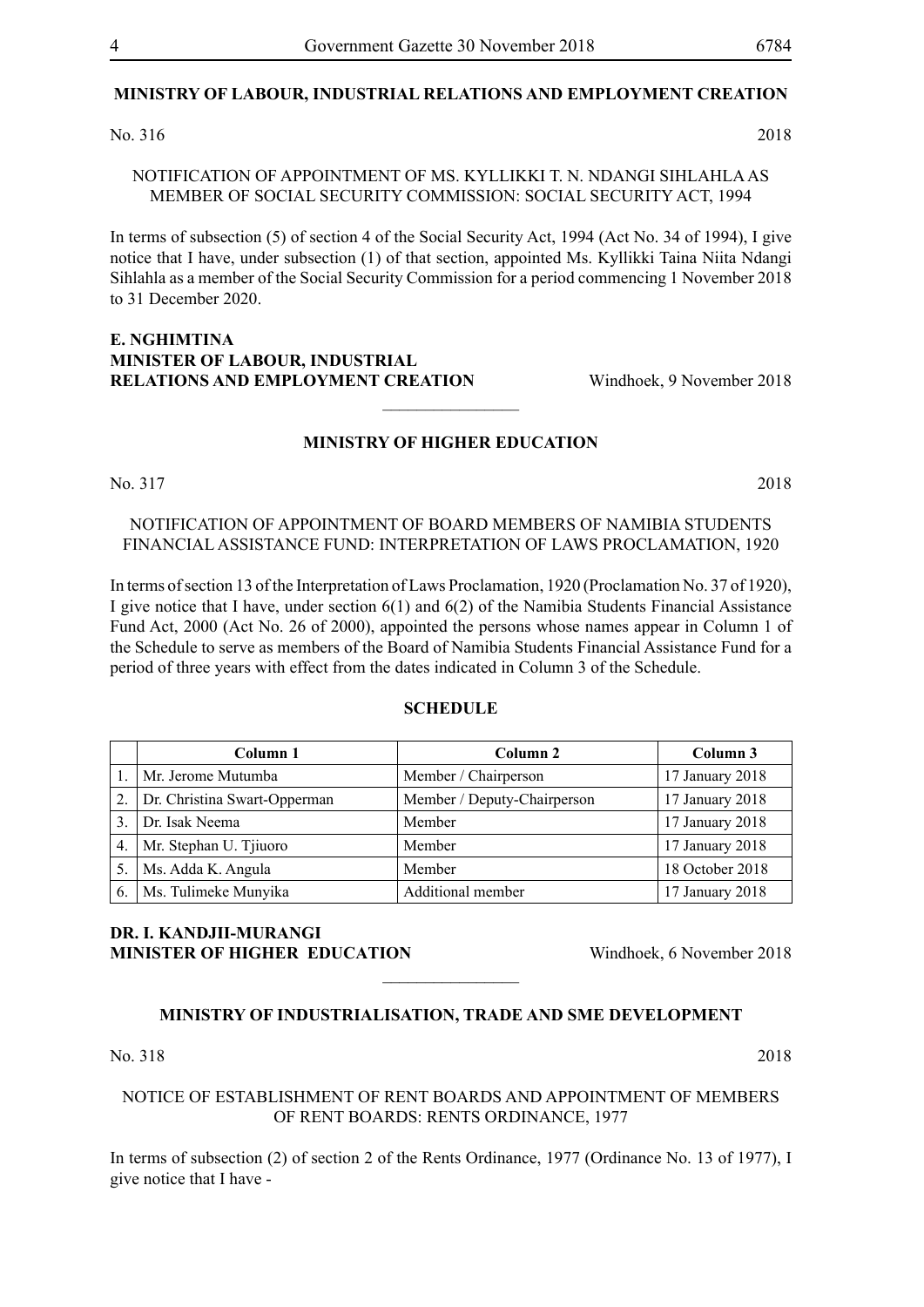**MINISTRY OF LABOUR, INDUSTRIAL RELATIONS AND EMPLOYMENT CREATION**

No. 316 2018

NOTIFICATION OF APPOINTMENT OF MS. KYLLIKKI T. N. NDANGI SIHLAHLA AS MEMBER OF SOCIAL SECURITY COMMISSION: SOCIAL SECURITY ACT, 1994

In terms of subsection (5) of section 4 of the Social Security Act, 1994 (Act No. 34 of 1994), I give notice that I have, under subsection (1) of that section, appointed Ms. Kyllikki Taina Niita Ndangi Sihlahla as a member of the Social Security Commission for a period commencing 1 November 2018 to 31 December 2020.

**E. NGHIMTINA**
**MINISTER OF LABOUR, INDUSTRIAL RELATIONS AND EMPLOYMENT CREATION** Windhoek, 9 November 2018

---

**MINISTRY OF HIGHER EDUCATION**

No. 317 2018

NOTIFICATION OF APPOINTMENT OF BOARD MEMBERS OF NAMIBIA STUDENTS FINANCIAL ASSISTANCE FUND: INTERPRETATION OF LAWS PROCLAMATION, 1920

In terms of section 13 of the Interpretation of Laws Proclamation, 1920 (Proclamation No. 37 of 1920), I give notice that I have, under section 6(1) and 6(2) of the Namibia Students Financial Assistance Fund Act, 2000 (Act No. 26 of 2000), appointed the persons whose names appear in Column 1 of the Schedule to serve as members of the Board of Namibia Students Financial Assistance Fund for a period of three years with effect from the dates indicated in Column 3 of the Schedule.

**SCHEDULE**

| | Column 1 | Column 2 | Column 3 |
|---|---|---|---|
| 1. | Mr. Jerome Mutumba | Member / Chairperson | 17 January 2018 |
| 2. | Dr. Christina Swart-Opperman | Member / Deputy-Chairperson | 17 January 2018 |
| 3. | Dr. Isak Neema | Member | 17 January 2018 |
| 4. | Mr. Stephan U. Tjiuoro | Member | 17 January 2018 |
| 5. | Ms. Adda K. Angula | Member | 18 October 2018 |
| 6. | Ms. Tulimeke Munyika | Additional member | 17 January 2018 |

**DR. I. KANDJII-MURANGI**
**MINISTER OF HIGHER EDUCATION** Windhoek, 6 November 2018

---

**MINISTRY OF INDUSTRIALISATION, TRADE AND SME DEVELOPMENT**

No. 318 2018

NOTICE OF ESTABLISHMENT OF RENT BOARDS AND APPOINTMENT OF MEMBERS OF RENT BOARDS: RENTS ORDINANCE, 1977

In terms of subsection (2) of section 2 of the Rents Ordinance, 1977 (Ordinance No. 13 of 1977), I give notice that I have -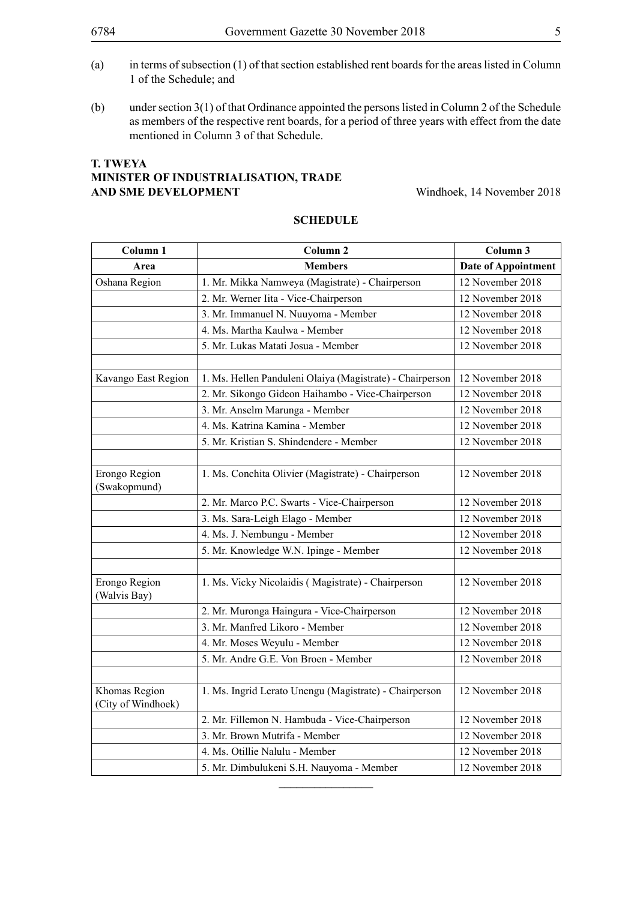(a) in terms of subsection (1) of that section established rent boards for the areas listed in Column 1 of the Schedule; and

(b) under section 3(1) of that Ordinance appointed the persons listed in Column 2 of the Schedule as members of the respective rent boards, for a period of three years with effect from the date mentioned in Column 3 of that Schedule.

**T. TWEYA**
**MINISTER OF INDUSTRIALISATION, TRADE AND SME DEVELOPMENT**
Windhoek, 14 November 2018

**SCHEDULE**

| Column 1 | Column 2 | Column 3 |
|---|---|---|
| **Area** | **Members** | **Date of Appointment** |
| Oshana Region | 1. Mr. Mikka Namweya (Magistrate) - Chairperson | 12 November 2018 |
| | 2. Mr. Werner Iita - Vice-Chairperson | 12 November 2018 |
| | 3. Mr. Immanuel N. Nuuyoma - Member | 12 November 2018 |
| | 4. Ms. Martha Kaulwa - Member | 12 November 2018 |
| | 5. Mr. Lukas Matati Josua - Member | 12 November 2018 |
| | | |
| Kavango East Region | 1. Ms. Hellen Panduleni Olaiya (Magistrate) - Chairperson | 12 November 2018 |
| | 2. Mr. Sikongo Gideon Haihambo - Vice-Chairperson | 12 November 2018 |
| | 3. Mr. Anselm Marunga - Member | 12 November 2018 |
| | 4. Ms. Katrina Kamina - Member | 12 November 2018 |
| | 5. Mr. Kristian S. Shindendere - Member | 12 November 2018 |
| | | |
| Erongo Region (Swakopmund) | 1. Ms. Conchita Olivier (Magistrate) - Chairperson | 12 November 2018 |
| | 2. Mr. Marco P.C. Swarts - Vice-Chairperson | 12 November 2018 |
| | 3. Ms. Sara-Leigh Elago - Member | 12 November 2018 |
| | 4. Ms. J. Nembungu - Member | 12 November 2018 |
| | 5. Mr. Knowledge W.N. Ipinge - Member | 12 November 2018 |
| | | |
| Erongo Region (Walvis Bay) | 1. Ms. Vicky Nicolaidis ( Magistrate) - Chairperson | 12 November 2018 |
| | 2. Mr. Muronga Haingura - Vice-Chairperson | 12 November 2018 |
| | 3. Mr. Manfred Likoro - Member | 12 November 2018 |
| | 4. Mr. Moses Weyulu - Member | 12 November 2018 |
| | 5. Mr. Andre G.E. Von Broen - Member | 12 November 2018 |
| | | |
| Khomas Region (City of Windhoek) | 1. Ms. Ingrid Lerato Unengu (Magistrate) - Chairperson | 12 November 2018 |
| | 2. Mr. Fillemon N. Hambuda - Vice-Chairperson | 12 November 2018 |
| | 3. Mr. Brown Mutrifa - Member | 12 November 2018 |
| | 4. Ms. Otillie Nalulu - Member | 12 November 2018 |
| | 5. Mr. Dimbulukeni S.H. Nauyoma - Member | 12 November 2018 |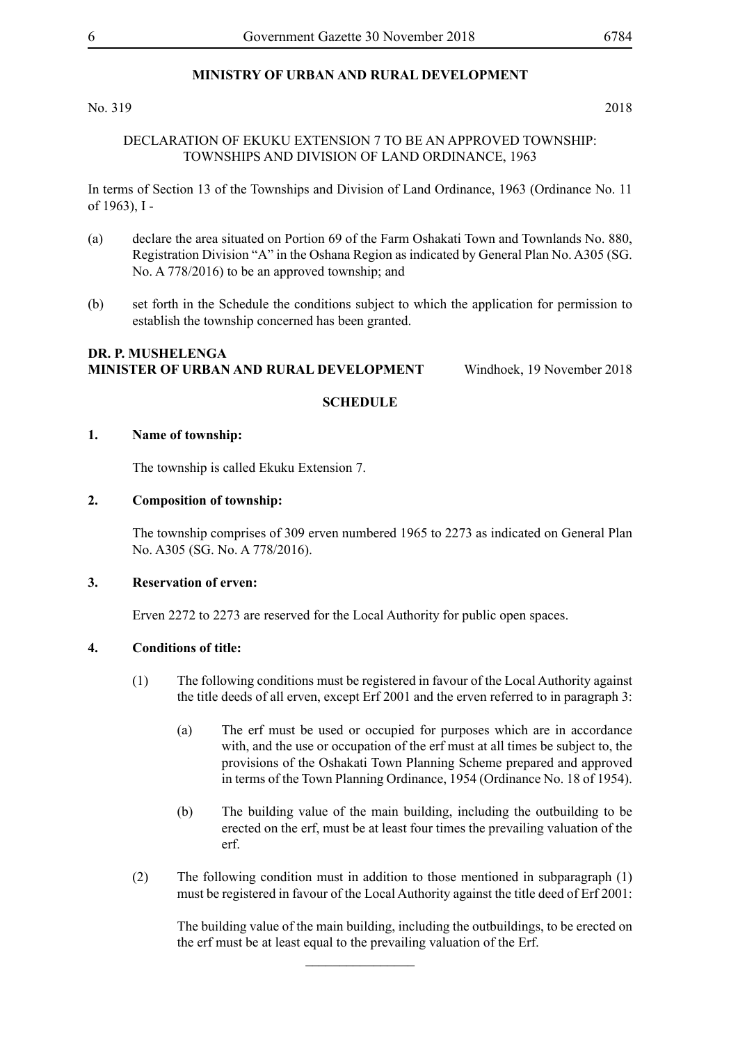**MINISTRY OF URBAN AND RURAL DEVELOPMENT**

No. 319 2018

DECLARATION OF EKUKU EXTENSION 7 TO BE AN APPROVED TOWNSHIP: TOWNSHIPS AND DIVISION OF LAND ORDINANCE, 1963

In terms of Section 13 of the Townships and Division of Land Ordinance, 1963 (Ordinance No. 11 of 1963), I -

(a) declare the area situated on Portion 69 of the Farm Oshakati Town and Townlands No. 880, Registration Division "A" in the Oshana Region as indicated by General Plan No. A305 (SG. No. A 778/2016) to be an approved township; and

(b) set forth in the Schedule the conditions subject to which the application for permission to establish the township concerned has been granted.

**DR. P. MUSHELENGA**
**MINISTER OF URBAN AND RURAL DEVELOPMENT** Windhoek, 19 November 2018

**SCHEDULE**

**1. Name of township:**

The township is called Ekuku Extension 7.

**2. Composition of township:**

The township comprises of 309 erven numbered 1965 to 2273 as indicated on General Plan No. A305 (SG. No. A 778/2016).

**3. Reservation of erven:**

Erven 2272 to 2273 are reserved for the Local Authority for public open spaces.

**4. Conditions of title:**

(1) The following conditions must be registered in favour of the Local Authority against the title deeds of all erven, except Erf 2001 and the erven referred to in paragraph 3:

(a) The erf must be used or occupied for purposes which are in accordance with, and the use or occupation of the erf must at all times be subject to, the provisions of the Oshakati Town Planning Scheme prepared and approved in terms of the Town Planning Ordinance, 1954 (Ordinance No. 18 of 1954).

(b) The building value of the main building, including the outbuilding to be erected on the erf, must be at least four times the prevailing valuation of the erf.

(2) The following condition must in addition to those mentioned in subparagraph (1) must be registered in favour of the Local Authority against the title deed of Erf 2001:

The building value of the main building, including the outbuildings, to be erected on the erf must be at least equal to the prevailing valuation of the Erf.

________________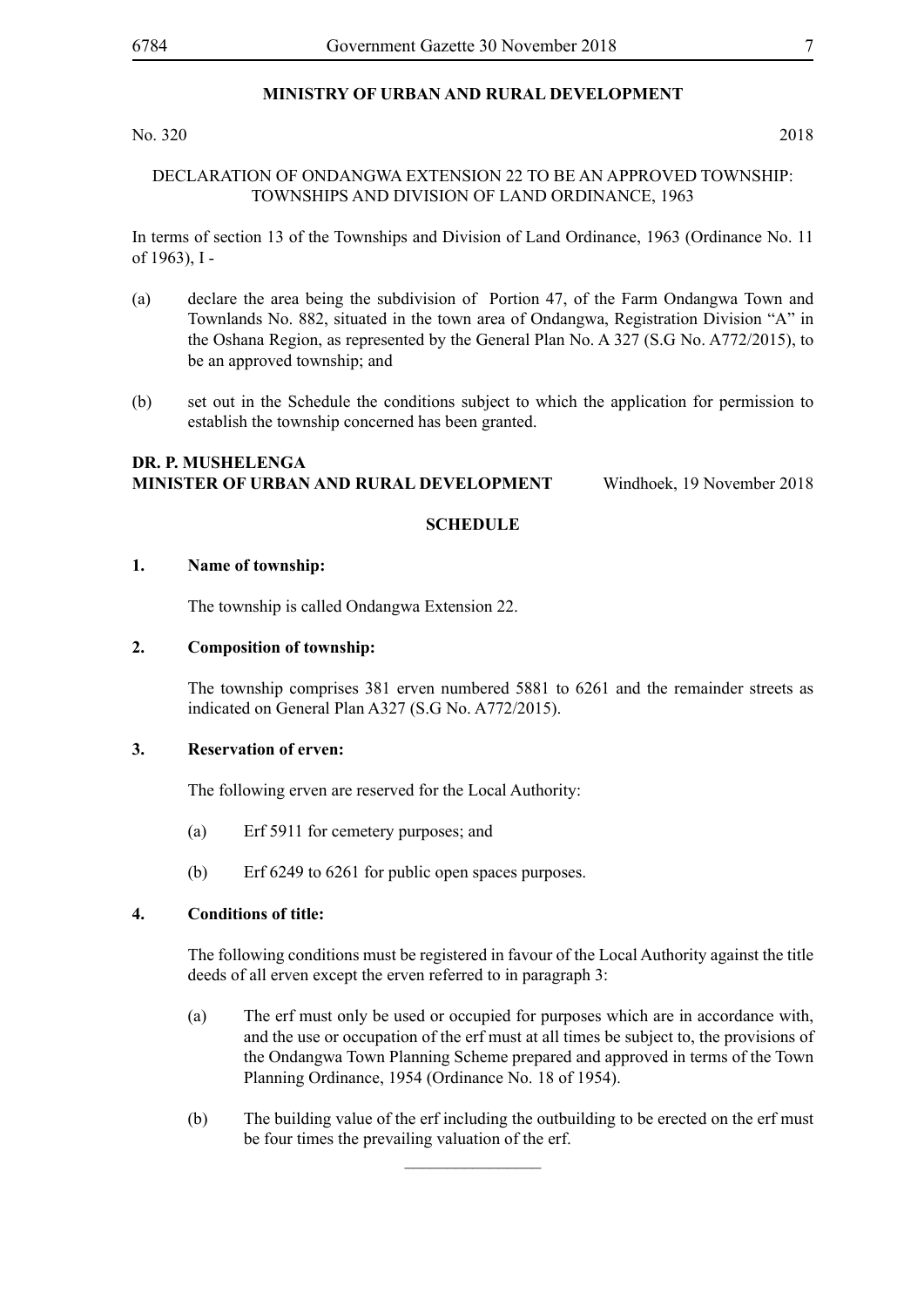**MINISTRY OF URBAN AND RURAL DEVELOPMENT**

No. 320 2018

DECLARATION OF ONDANGWA EXTENSION 22 TO BE AN APPROVED TOWNSHIP: TOWNSHIPS AND DIVISION OF LAND ORDINANCE, 1963

In terms of section 13 of the Townships and Division of Land Ordinance, 1963 (Ordinance No. 11 of 1963), I -

(a) declare the area being the subdivision of Portion 47, of the Farm Ondangwa Town and Townlands No. 882, situated in the town area of Ondangwa, Registration Division "A" in the Oshana Region, as represented by the General Plan No. A 327 (S.G No. A772/2015), to be an approved township; and

(b) set out in the Schedule the conditions subject to which the application for permission to establish the township concerned has been granted.

**DR. P. MUSHELENGA**
**MINISTER OF URBAN AND RURAL DEVELOPMENT** Windhoek, 19 November 2018

**SCHEDULE**

**1. Name of township:**

The township is called Ondangwa Extension 22.

**2. Composition of township:**

The township comprises 381 erven numbered 5881 to 6261 and the remainder streets as indicated on General Plan A327 (S.G No. A772/2015).

**3. Reservation of erven:**

The following erven are reserved for the Local Authority:

(a) Erf 5911 for cemetery purposes; and

(b) Erf 6249 to 6261 for public open spaces purposes.

**4. Conditions of title:**

The following conditions must be registered in favour of the Local Authority against the title deeds of all erven except the erven referred to in paragraph 3:

(a) The erf must only be used or occupied for purposes which are in accordance with, and the use or occupation of the erf must at all times be subject to, the provisions of the Ondangwa Town Planning Scheme prepared and approved in terms of the Town Planning Ordinance, 1954 (Ordinance No. 18 of 1954).

(b) The building value of the erf including the outbuilding to be erected on the erf must be four times the prevailing valuation of the erf.

________________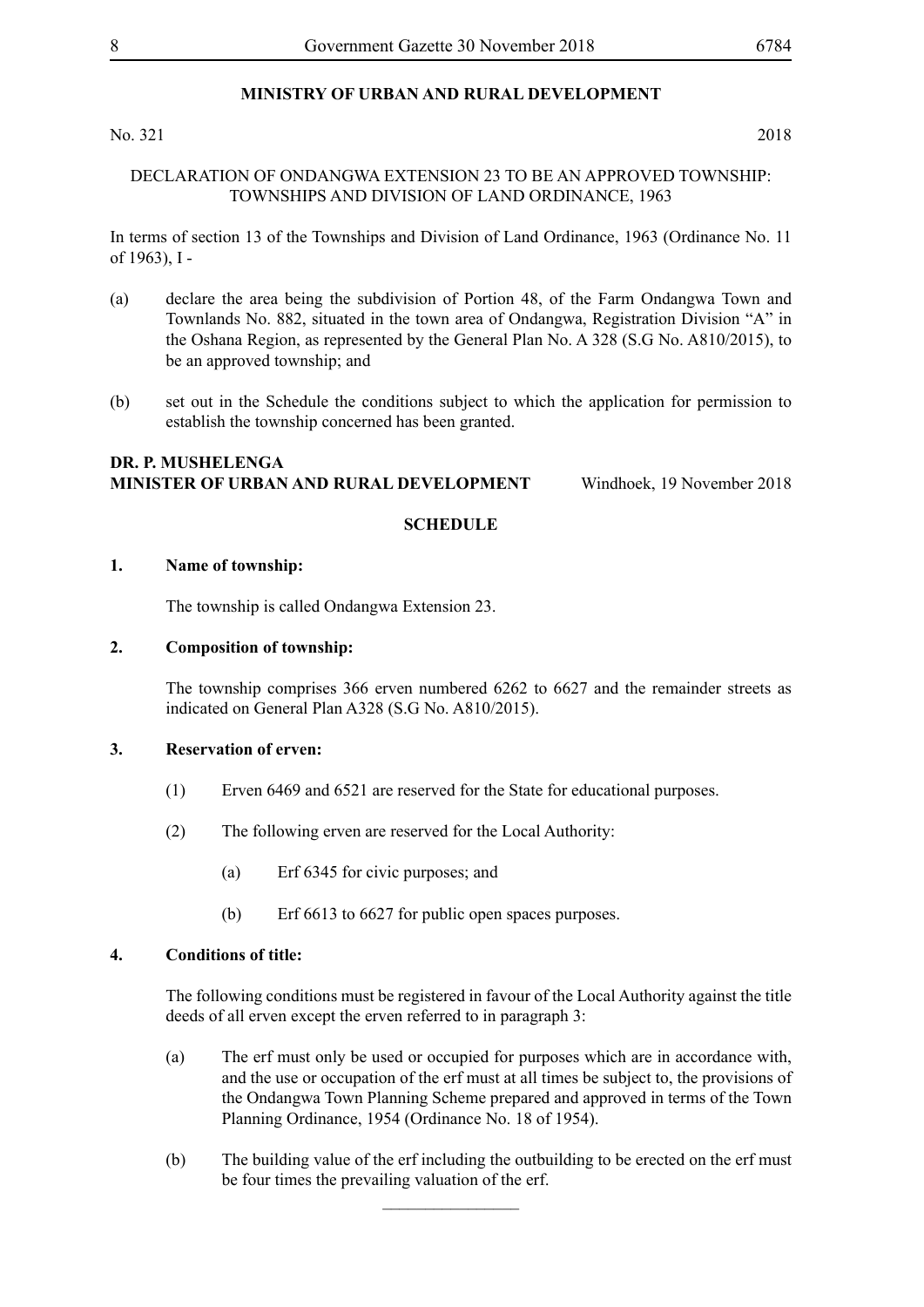**MINISTRY OF URBAN AND RURAL DEVELOPMENT**

No. 321 2018

DECLARATION OF ONDANGWA EXTENSION 23 TO BE AN APPROVED TOWNSHIP: TOWNSHIPS AND DIVISION OF LAND ORDINANCE, 1963

In terms of section 13 of the Townships and Division of Land Ordinance, 1963 (Ordinance No. 11 of 1963), I -

(a) declare the area being the subdivision of Portion 48, of the Farm Ondangwa Town and Townlands No. 882, situated in the town area of Ondangwa, Registration Division "A" in the Oshana Region, as represented by the General Plan No. A 328 (S.G No. A810/2015), to be an approved township; and

(b) set out in the Schedule the conditions subject to which the application for permission to establish the township concerned has been granted.

**DR. P. MUSHELENGA**
**MINISTER OF URBAN AND RURAL DEVELOPMENT** Windhoek, 19 November 2018

**SCHEDULE**

**1. Name of township:**

The township is called Ondangwa Extension 23.

**2. Composition of township:**

The township comprises 366 erven numbered 6262 to 6627 and the remainder streets as indicated on General Plan A328 (S.G No. A810/2015).

**3. Reservation of erven:**

(1) Erven 6469 and 6521 are reserved for the State for educational purposes.

(2) The following erven are reserved for the Local Authority:

(a) Erf 6345 for civic purposes; and

(b) Erf 6613 to 6627 for public open spaces purposes.

**4. Conditions of title:**

The following conditions must be registered in favour of the Local Authority against the title deeds of all erven except the erven referred to in paragraph 3:

(a) The erf must only be used or occupied for purposes which are in accordance with, and the use or occupation of the erf must at all times be subject to, the provisions of the Ondangwa Town Planning Scheme prepared and approved in terms of the Town Planning Ordinance, 1954 (Ordinance No. 18 of 1954).

(b) The building value of the erf including the outbuilding to be erected on the erf must be four times the prevailing valuation of the erf.

________________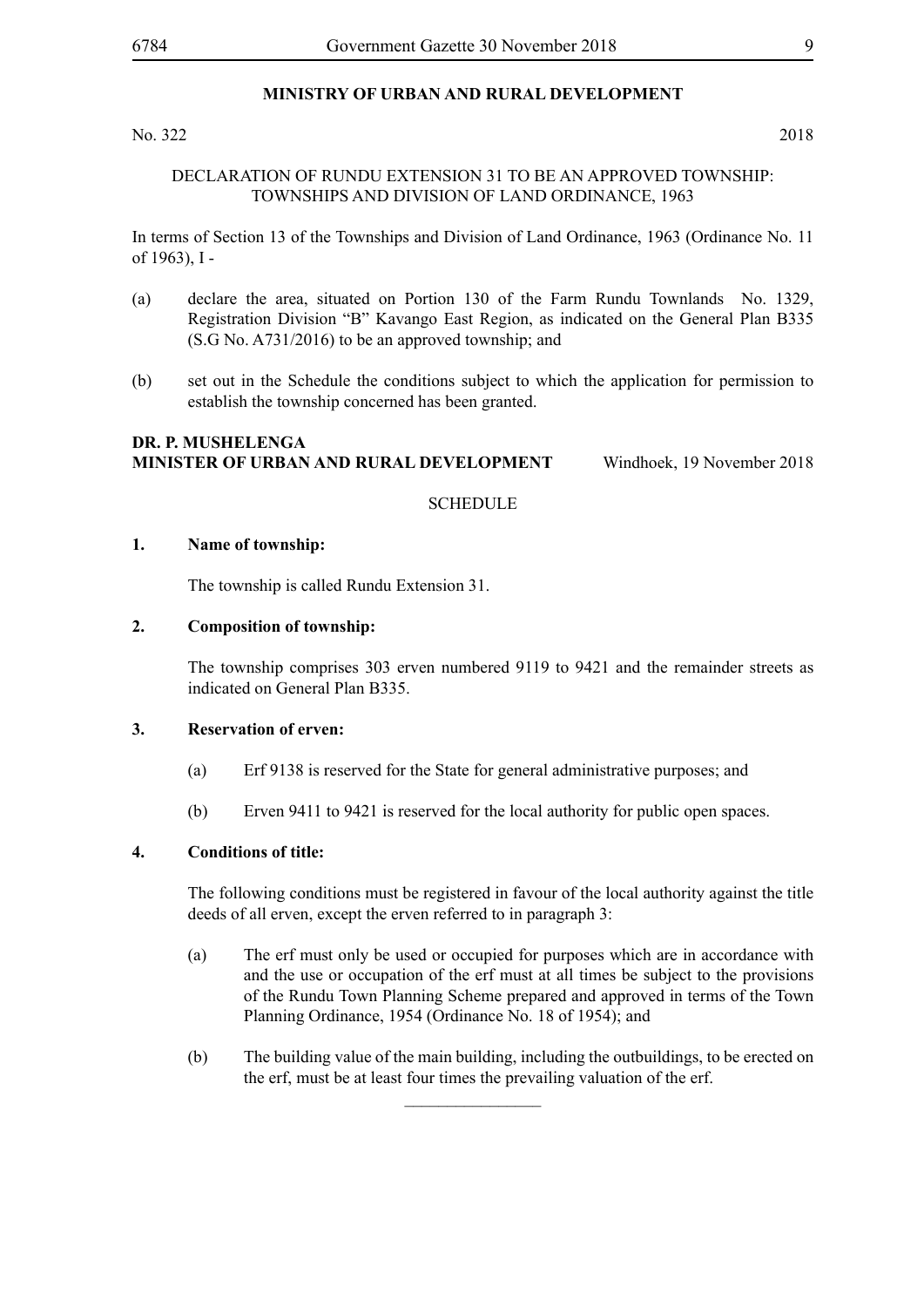## MINISTRY OF URBAN AND RURAL DEVELOPMENT

No. 322 2018

DECLARATION OF RUNDU EXTENSION 31 TO BE AN APPROVED TOWNSHIP: TOWNSHIPS AND DIVISION OF LAND ORDINANCE, 1963

In terms of Section 13 of the Townships and Division of Land Ordinance, 1963 (Ordinance No. 11 of 1963), I -

(a) declare the area, situated on Portion 130 of the Farm Rundu Townlands No. 1329, Registration Division "B" Kavango East Region, as indicated on the General Plan B335 (S.G No. A731/2016) to be an approved township; and

(b) set out in the Schedule the conditions subject to which the application for permission to establish the township concerned has been granted.

**DR. P. MUSHELENGA**
**MINISTER OF URBAN AND RURAL DEVELOPMENT** Windhoek, 19 November 2018

SCHEDULE

**1. Name of township:**

The township is called Rundu Extension 31.

**2. Composition of township:**

The township comprises 303 erven numbered 9119 to 9421 and the remainder streets as indicated on General Plan B335.

**3. Reservation of erven:**

(a) Erf 9138 is reserved for the State for general administrative purposes; and

(b) Erven 9411 to 9421 is reserved for the local authority for public open spaces.

**4. Conditions of title:**

The following conditions must be registered in favour of the local authority against the title deeds of all erven, except the erven referred to in paragraph 3:

(a) The erf must only be used or occupied for purposes which are in accordance with and the use or occupation of the erf must at all times be subject to the provisions of the Rundu Town Planning Scheme prepared and approved in terms of the Town Planning Ordinance, 1954 (Ordinance No. 18 of 1954); and

(b) The building value of the main building, including the outbuildings, to be erected on the erf, must be at least four times the prevailing valuation of the erf.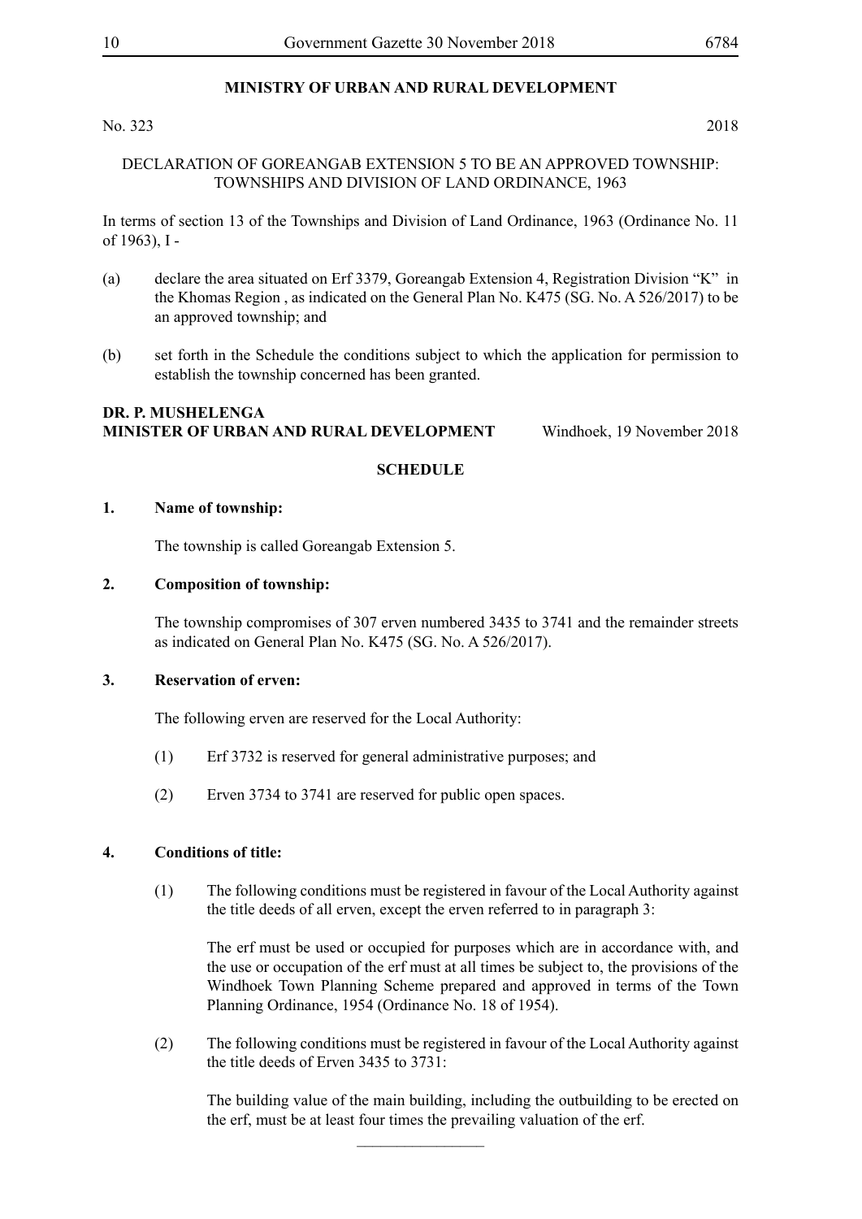**MINISTRY OF URBAN AND RURAL DEVELOPMENT**

No. 323 2018

DECLARATION OF GOREANGAB EXTENSION 5 TO BE AN APPROVED TOWNSHIP: TOWNSHIPS AND DIVISION OF LAND ORDINANCE, 1963

In terms of section 13 of the Townships and Division of Land Ordinance, 1963 (Ordinance No. 11 of 1963), I -

(a) declare the area situated on Erf 3379, Goreangab Extension 4, Registration Division "K" in the Khomas Region , as indicated on the General Plan No. K475 (SG. No. A 526/2017) to be an approved township; and

(b) set forth in the Schedule the conditions subject to which the application for permission to establish the township concerned has been granted.

**DR. P. MUSHELENGA**
**MINISTER OF URBAN AND RURAL DEVELOPMENT** Windhoek, 19 November 2018

**SCHEDULE**

**1. Name of township:**

The township is called Goreangab Extension 5.

**2. Composition of township:**

The township compromises of 307 erven numbered 3435 to 3741 and the remainder streets as indicated on General Plan No. K475 (SG. No. A 526/2017).

**3. Reservation of erven:**

The following erven are reserved for the Local Authority:

(1) Erf 3732 is reserved for general administrative purposes; and

(2) Erven 3734 to 3741 are reserved for public open spaces.

**4. Conditions of title:**

(1) The following conditions must be registered in favour of the Local Authority against the title deeds of all erven, except the erven referred to in paragraph 3:

The erf must be used or occupied for purposes which are in accordance with, and the use or occupation of the erf must at all times be subject to, the provisions of the Windhoek Town Planning Scheme prepared and approved in terms of the Town Planning Ordinance, 1954 (Ordinance No. 18 of 1954).

(2) The following conditions must be registered in favour of the Local Authority against the title deeds of Erven 3435 to 3731:

The building value of the main building, including the outbuilding to be erected on the erf, must be at least four times the prevailing valuation of the erf.

________________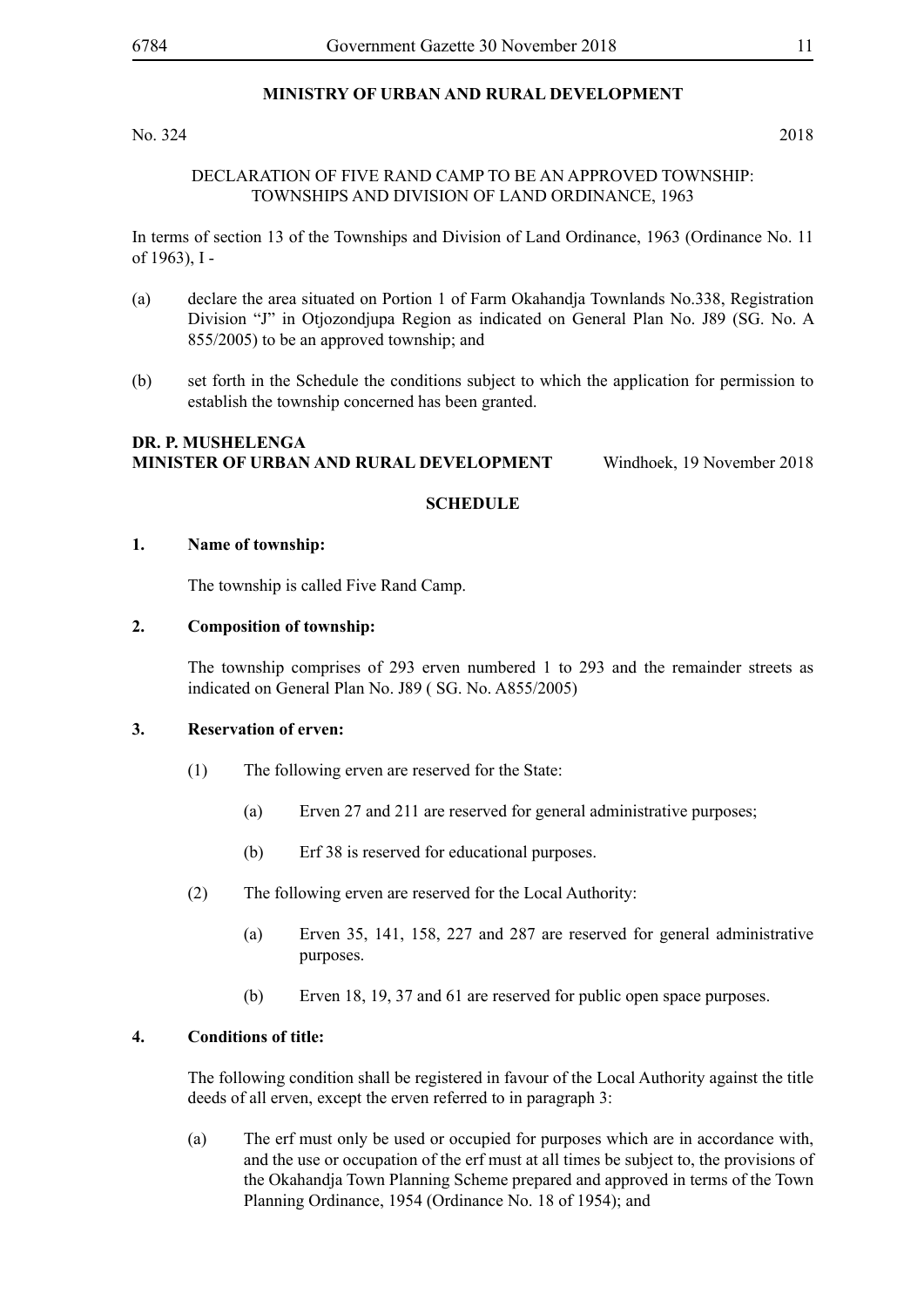**MINISTRY OF URBAN AND RURAL DEVELOPMENT**

No. 324 2018

DECLARATION OF FIVE RAND CAMP TO BE AN APPROVED TOWNSHIP: TOWNSHIPS AND DIVISION OF LAND ORDINANCE, 1963

In terms of section 13 of the Townships and Division of Land Ordinance, 1963 (Ordinance No. 11 of 1963), I -

(a) declare the area situated on Portion 1 of Farm Okahandja Townlands No.338, Registration Division "J" in Otjozondjupa Region as indicated on General Plan No. J89 (SG. No. A 855/2005) to be an approved township; and

(b) set forth in the Schedule the conditions subject to which the application for permission to establish the township concerned has been granted.

**DR. P. MUSHELENGA**
**MINISTER OF URBAN AND RURAL DEVELOPMENT** Windhoek, 19 November 2018

**SCHEDULE**

**1. Name of township:**

The township is called Five Rand Camp.

**2. Composition of township:**

The township comprises of 293 erven numbered 1 to 293 and the remainder streets as indicated on General Plan No. J89 ( SG. No. A855/2005)

**3. Reservation of erven:**

(1) The following erven are reserved for the State:

(a) Erven 27 and 211 are reserved for general administrative purposes;

(b) Erf 38 is reserved for educational purposes.

(2) The following erven are reserved for the Local Authority:

(a) Erven 35, 141, 158, 227 and 287 are reserved for general administrative purposes.

(b) Erven 18, 19, 37 and 61 are reserved for public open space purposes.

**4. Conditions of title:**

The following condition shall be registered in favour of the Local Authority against the title deeds of all erven, except the erven referred to in paragraph 3:

(a) The erf must only be used or occupied for purposes which are in accordance with, and the use or occupation of the erf must at all times be subject to, the provisions of the Okahandja Town Planning Scheme prepared and approved in terms of the Town Planning Ordinance, 1954 (Ordinance No. 18 of 1954); and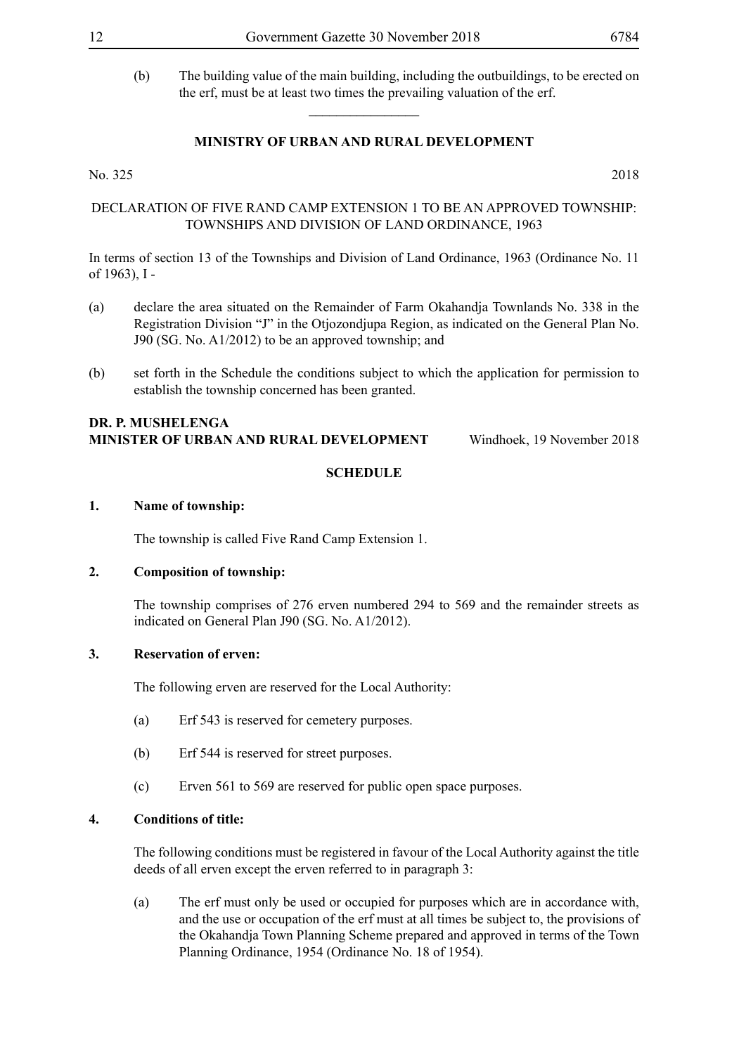(b) The building value of the main building, including the outbuildings, to be erected on the erf, must be at least two times the prevailing valuation of the erf.

---

**MINISTRY OF URBAN AND RURAL DEVELOPMENT**

No. 325 2018

DECLARATION OF FIVE RAND CAMP EXTENSION 1 TO BE AN APPROVED TOWNSHIP: TOWNSHIPS AND DIVISION OF LAND ORDINANCE, 1963

In terms of section 13 of the Townships and Division of Land Ordinance, 1963 (Ordinance No. 11 of 1963), I -

(a) declare the area situated on the Remainder of Farm Okahandja Townlands No. 338 in the Registration Division "J" in the Otjozondjupa Region, as indicated on the General Plan No. J90 (SG. No. A1/2012) to be an approved township; and

(b) set forth in the Schedule the conditions subject to which the application for permission to establish the township concerned has been granted.

**DR. P. MUSHELENGA**
**MINISTER OF URBAN AND RURAL DEVELOPMENT** Windhoek, 19 November 2018

**SCHEDULE**

**1. Name of township:**

The township is called Five Rand Camp Extension 1.

**2. Composition of township:**

The township comprises of 276 erven numbered 294 to 569 and the remainder streets as indicated on General Plan J90 (SG. No. A1/2012).

**3. Reservation of erven:**

The following erven are reserved for the Local Authority:

(a) Erf 543 is reserved for cemetery purposes.

(b) Erf 544 is reserved for street purposes.

(c) Erven 561 to 569 are reserved for public open space purposes.

**4. Conditions of title:**

The following conditions must be registered in favour of the Local Authority against the title deeds of all erven except the erven referred to in paragraph 3:

(a) The erf must only be used or occupied for purposes which are in accordance with, and the use or occupation of the erf must at all times be subject to, the provisions of the Okahandja Town Planning Scheme prepared and approved in terms of the Town Planning Ordinance, 1954 (Ordinance No. 18 of 1954).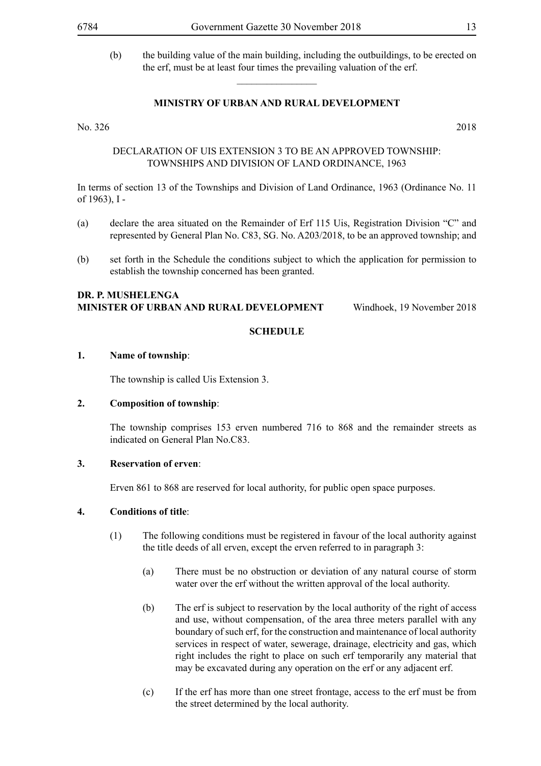(b) the building value of the main building, including the outbuildings, to be erected on the erf, must be at least four times the prevailing valuation of the erf.

---

**MINISTRY OF URBAN AND RURAL DEVELOPMENT**

No. 326 2018

DECLARATION OF UIS EXTENSION 3 TO BE AN APPROVED TOWNSHIP: TOWNSHIPS AND DIVISION OF LAND ORDINANCE, 1963

In terms of section 13 of the Townships and Division of Land Ordinance, 1963 (Ordinance No. 11 of 1963), I -

(a) declare the area situated on the Remainder of Erf 115 Uis, Registration Division "C" and represented by General Plan No. C83, SG. No. A203/2018, to be an approved township; and

(b) set forth in the Schedule the conditions subject to which the application for permission to establish the township concerned has been granted.

**DR. P. MUSHELENGA**
**MINISTER OF URBAN AND RURAL DEVELOPMENT** Windhoek, 19 November 2018

**SCHEDULE**

**1. Name of township**:

The township is called Uis Extension 3.

**2. Composition of township**:

The township comprises 153 erven numbered 716 to 868 and the remainder streets as indicated on General Plan No.C83.

**3. Reservation of erven**:

Erven 861 to 868 are reserved for local authority, for public open space purposes.

**4. Conditions of title**:

(1) The following conditions must be registered in favour of the local authority against the title deeds of all erven, except the erven referred to in paragraph 3:

(a) There must be no obstruction or deviation of any natural course of storm water over the erf without the written approval of the local authority.

(b) The erf is subject to reservation by the local authority of the right of access and use, without compensation, of the area three meters parallel with any boundary of such erf, for the construction and maintenance of local authority services in respect of water, sewerage, drainage, electricity and gas, which right includes the right to place on such erf temporarily any material that may be excavated during any operation on the erf or any adjacent erf.

(c) If the erf has more than one street frontage, access to the erf must be from the street determined by the local authority.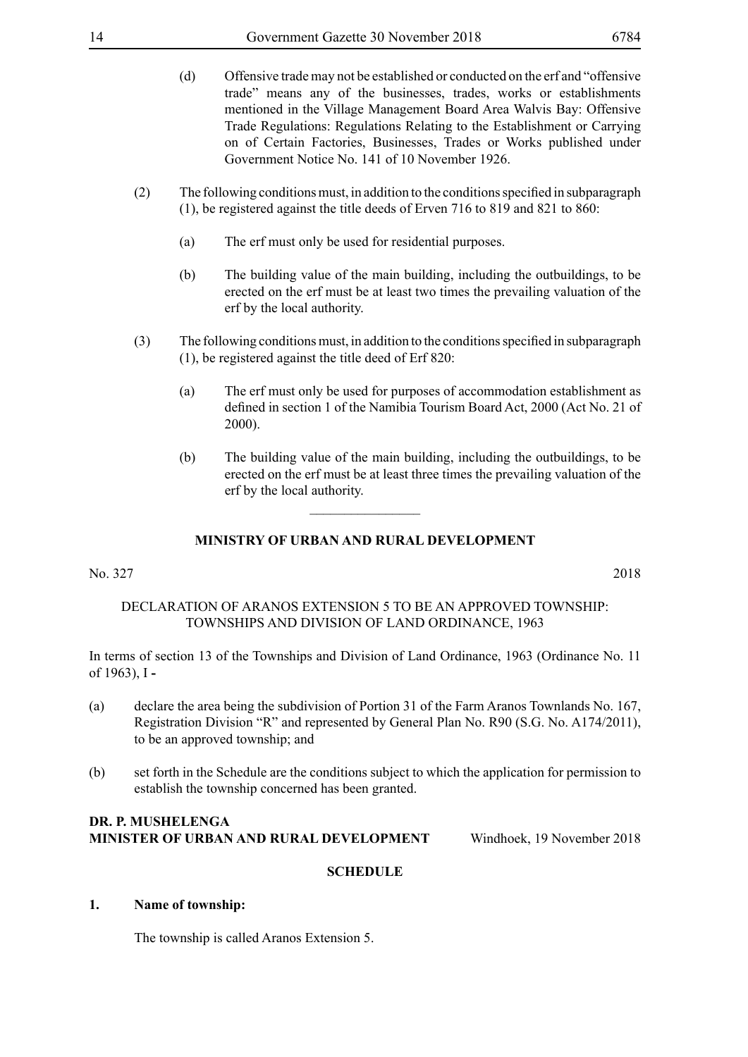(d) Offensive trade may not be established or conducted on the erf and "offensive trade" means any of the businesses, trades, works or establishments mentioned in the Village Management Board Area Walvis Bay: Offensive Trade Regulations: Regulations Relating to the Establishment or Carrying on of Certain Factories, Businesses, Trades or Works published under Government Notice No. 141 of 10 November 1926.

(2) The following conditions must, in addition to the conditions specified in subparagraph (1), be registered against the title deeds of Erven 716 to 819 and 821 to 860:

(a) The erf must only be used for residential purposes.

(b) The building value of the main building, including the outbuildings, to be erected on the erf must be at least two times the prevailing valuation of the erf by the local authority.

(3) The following conditions must, in addition to the conditions specified in subparagraph (1), be registered against the title deed of Erf 820:

(a) The erf must only be used for purposes of accommodation establishment as defined in section 1 of the Namibia Tourism Board Act, 2000 (Act No. 21 of 2000).

(b) The building value of the main building, including the outbuildings, to be erected on the erf must be at least three times the prevailing valuation of the erf by the local authority.

---

**MINISTRY OF URBAN AND RURAL DEVELOPMENT**

No. 327 2018

DECLARATION OF ARANOS EXTENSION 5 TO BE AN APPROVED TOWNSHIP: TOWNSHIPS AND DIVISION OF LAND ORDINANCE, 1963

In terms of section 13 of the Townships and Division of Land Ordinance, 1963 (Ordinance No. 11 of 1963), I -

(a) declare the area being the subdivision of Portion 31 of the Farm Aranos Townlands No. 167, Registration Division "R" and represented by General Plan No. R90 (S.G. No. A174/2011), to be an approved township; and

(b) set forth in the Schedule are the conditions subject to which the application for permission to establish the township concerned has been granted.

**DR. P. MUSHELENGA**
**MINISTER OF URBAN AND RURAL DEVELOPMENT** Windhoek, 19 November 2018

**SCHEDULE**

**1. Name of township:**

The township is called Aranos Extension 5.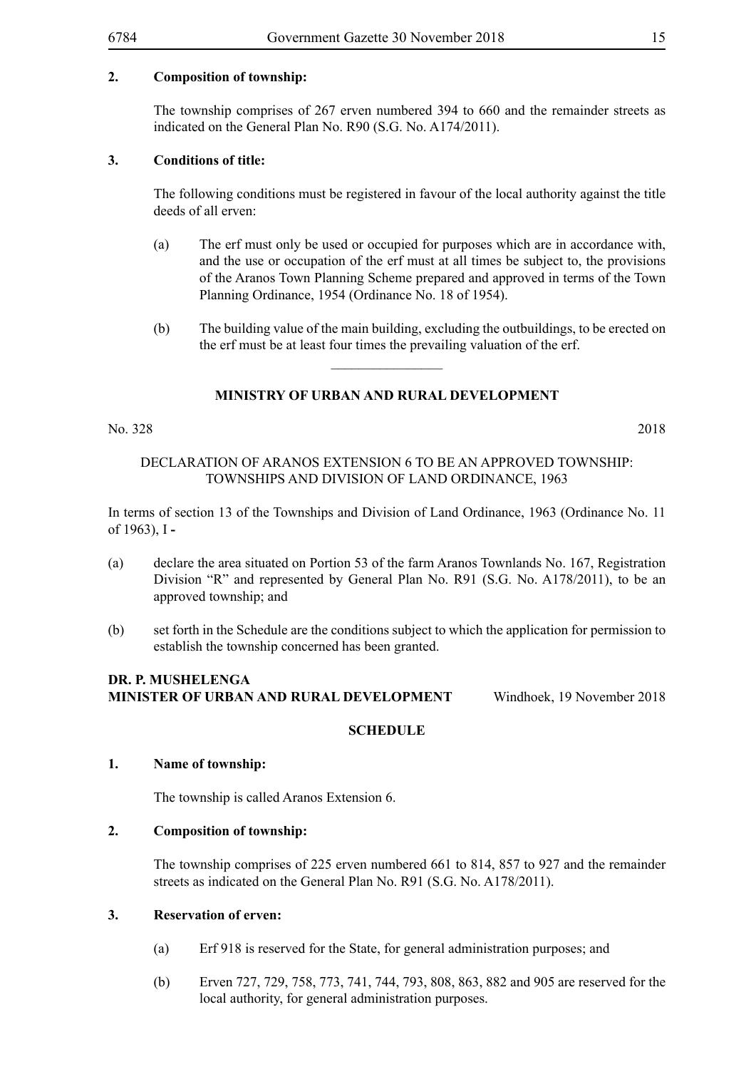**2. Composition of township:**

The township comprises of 267 erven numbered 394 to 660 and the remainder streets as indicated on the General Plan No. R90 (S.G. No. A174/2011).

**3. Conditions of title:**

The following conditions must be registered in favour of the local authority against the title deeds of all erven:

(a) The erf must only be used or occupied for purposes which are in accordance with, and the use or occupation of the erf must at all times be subject to, the provisions of the Aranos Town Planning Scheme prepared and approved in terms of the Town Planning Ordinance, 1954 (Ordinance No. 18 of 1954).

(b) The building value of the main building, excluding the outbuildings, to be erected on the erf must be at least four times the prevailing valuation of the erf.

---

## MINISTRY OF URBAN AND RURAL DEVELOPMENT

No. 328 2018

DECLARATION OF ARANOS EXTENSION 6 TO BE AN APPROVED TOWNSHIP: TOWNSHIPS AND DIVISION OF LAND ORDINANCE, 1963

In terms of section 13 of the Townships and Division of Land Ordinance, 1963 (Ordinance No. 11 of 1963), I -

(a) declare the area situated on Portion 53 of the farm Aranos Townlands No. 167, Registration Division "R" and represented by General Plan No. R91 (S.G. No. A178/2011), to be an approved township; and

(b) set forth in the Schedule are the conditions subject to which the application for permission to establish the township concerned has been granted.

**DR. P. MUSHELENGA**
**MINISTER OF URBAN AND RURAL DEVELOPMENT** Windhoek, 19 November 2018

**SCHEDULE**

**1. Name of township:**

The township is called Aranos Extension 6.

**2. Composition of township:**

The township comprises of 225 erven numbered 661 to 814, 857 to 927 and the remainder streets as indicated on the General Plan No. R91 (S.G. No. A178/2011).

**3. Reservation of erven:**

(a) Erf 918 is reserved for the State, for general administration purposes; and

(b) Erven 727, 729, 758, 773, 741, 744, 793, 808, 863, 882 and 905 are reserved for the local authority, for general administration purposes.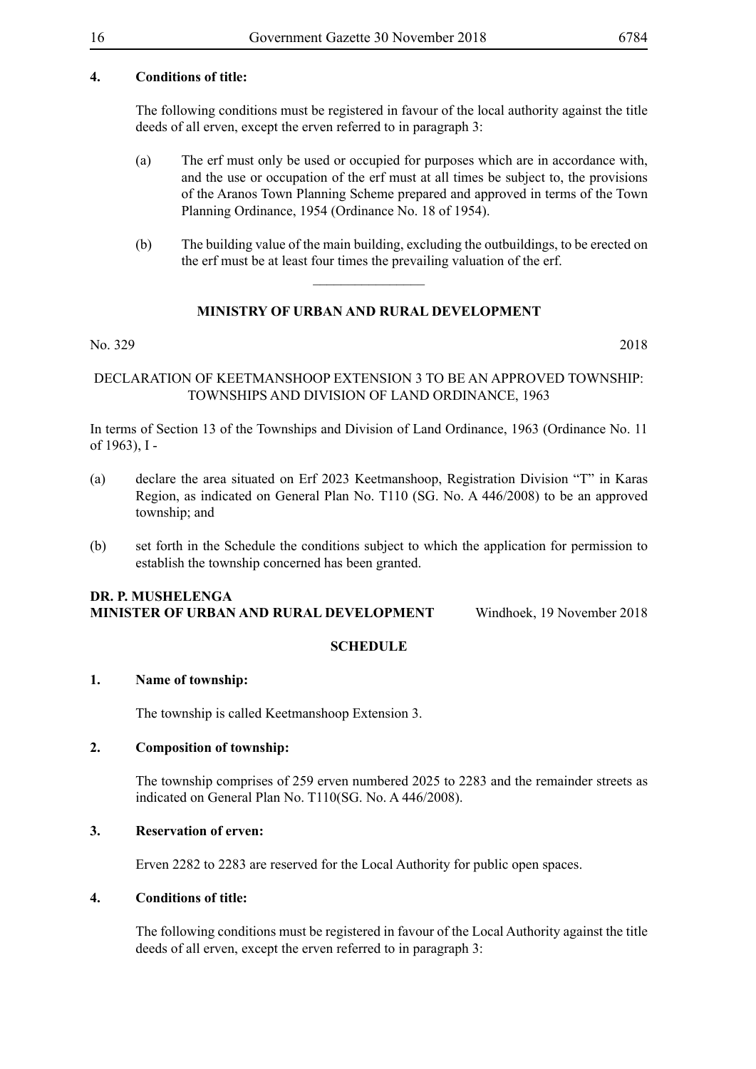**4. Conditions of title:**

The following conditions must be registered in favour of the local authority against the title deeds of all erven, except the erven referred to in paragraph 3:

(a) The erf must only be used or occupied for purposes which are in accordance with, and the use or occupation of the erf must at all times be subject to, the provisions of the Aranos Town Planning Scheme prepared and approved in terms of the Town Planning Ordinance, 1954 (Ordinance No. 18 of 1954).

(b) The building value of the main building, excluding the outbuildings, to be erected on the erf must be at least four times the prevailing valuation of the erf.

---

**MINISTRY OF URBAN AND RURAL DEVELOPMENT**

No. 329 2018

DECLARATION OF KEETMANSHOOP EXTENSION 3 TO BE AN APPROVED TOWNSHIP: TOWNSHIPS AND DIVISION OF LAND ORDINANCE, 1963

In terms of Section 13 of the Townships and Division of Land Ordinance, 1963 (Ordinance No. 11 of 1963), I -

(a) declare the area situated on Erf 2023 Keetmanshoop, Registration Division "T" in Karas Region, as indicated on General Plan No. T110 (SG. No. A 446/2008) to be an approved township; and

(b) set forth in the Schedule the conditions subject to which the application for permission to establish the township concerned has been granted.

**DR. P. MUSHELENGA**
**MINISTER OF URBAN AND RURAL DEVELOPMENT** Windhoek, 19 November 2018

**SCHEDULE**

**1. Name of township:**

The township is called Keetmanshoop Extension 3.

**2. Composition of township:**

The township comprises of 259 erven numbered 2025 to 2283 and the remainder streets as indicated on General Plan No. T110(SG. No. A 446/2008).

**3. Reservation of erven:**

Erven 2282 to 2283 are reserved for the Local Authority for public open spaces.

**4. Conditions of title:**

The following conditions must be registered in favour of the Local Authority against the title deeds of all erven, except the erven referred to in paragraph 3: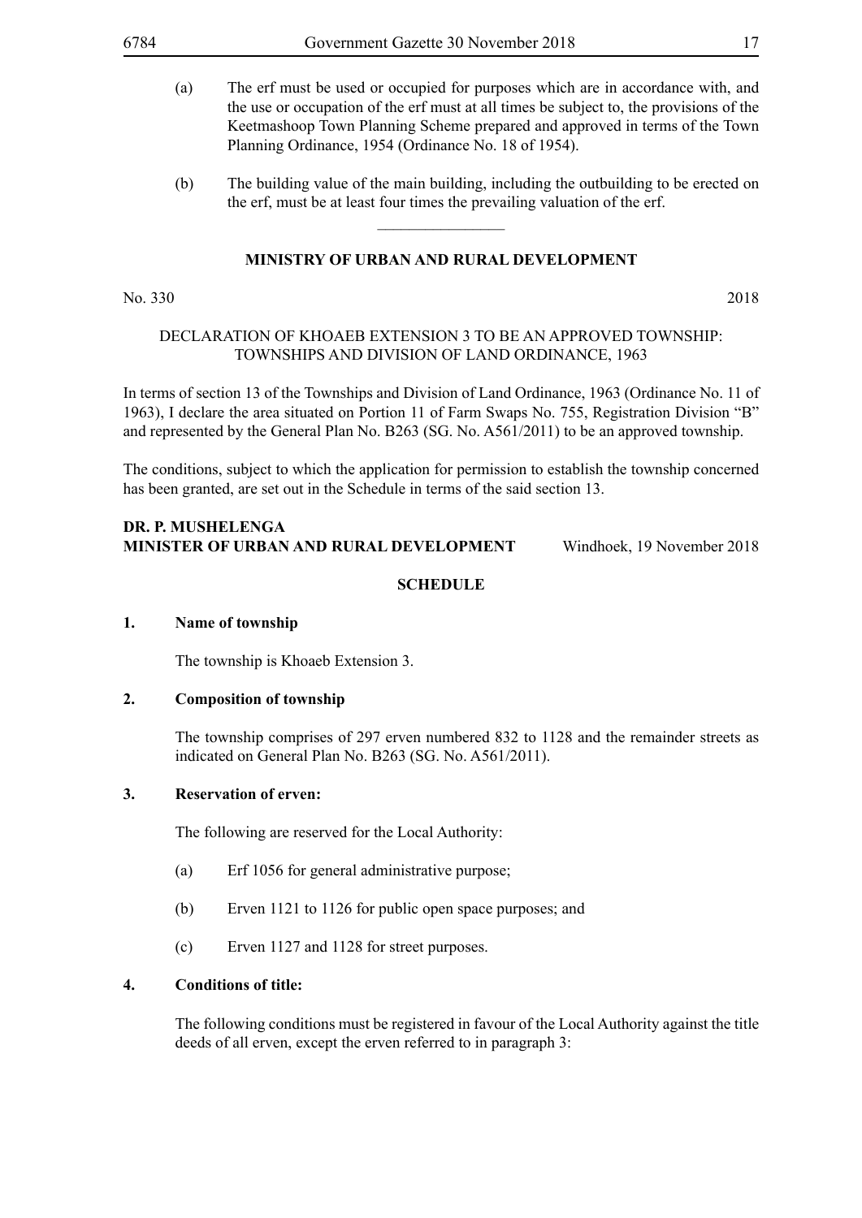(a) The erf must be used or occupied for purposes which are in accordance with, and the use or occupation of the erf must at all times be subject to, the provisions of the Keetmashoop Town Planning Scheme prepared and approved in terms of the Town Planning Ordinance, 1954 (Ordinance No. 18 of 1954).

(b) The building value of the main building, including the outbuilding to be erected on the erf, must be at least four times the prevailing valuation of the erf.

---

**MINISTRY OF URBAN AND RURAL DEVELOPMENT**

No. 330 2018

DECLARATION OF KHOAEB EXTENSION 3 TO BE AN APPROVED TOWNSHIP: TOWNSHIPS AND DIVISION OF LAND ORDINANCE, 1963

In terms of section 13 of the Townships and Division of Land Ordinance, 1963 (Ordinance No. 11 of 1963), I declare the area situated on Portion 11 of Farm Swaps No. 755, Registration Division "B" and represented by the General Plan No. B263 (SG. No. A561/2011) to be an approved township.

The conditions, subject to which the application for permission to establish the township concerned has been granted, are set out in the Schedule in terms of the said section 13.

**DR. P. MUSHELENGA**
**MINISTER OF URBAN AND RURAL DEVELOPMENT** Windhoek, 19 November 2018

**SCHEDULE**

**1. Name of township**

The township is Khoaeb Extension 3.

**2. Composition of township**

The township comprises of 297 erven numbered 832 to 1128 and the remainder streets as indicated on General Plan No. B263 (SG. No. A561/2011).

**3. Reservation of erven:**

The following are reserved for the Local Authority:

(a) Erf 1056 for general administrative purpose;

(b) Erven 1121 to 1126 for public open space purposes; and

(c) Erven 1127 and 1128 for street purposes.

**4. Conditions of title:**

The following conditions must be registered in favour of the Local Authority against the title deeds of all erven, except the erven referred to in paragraph 3: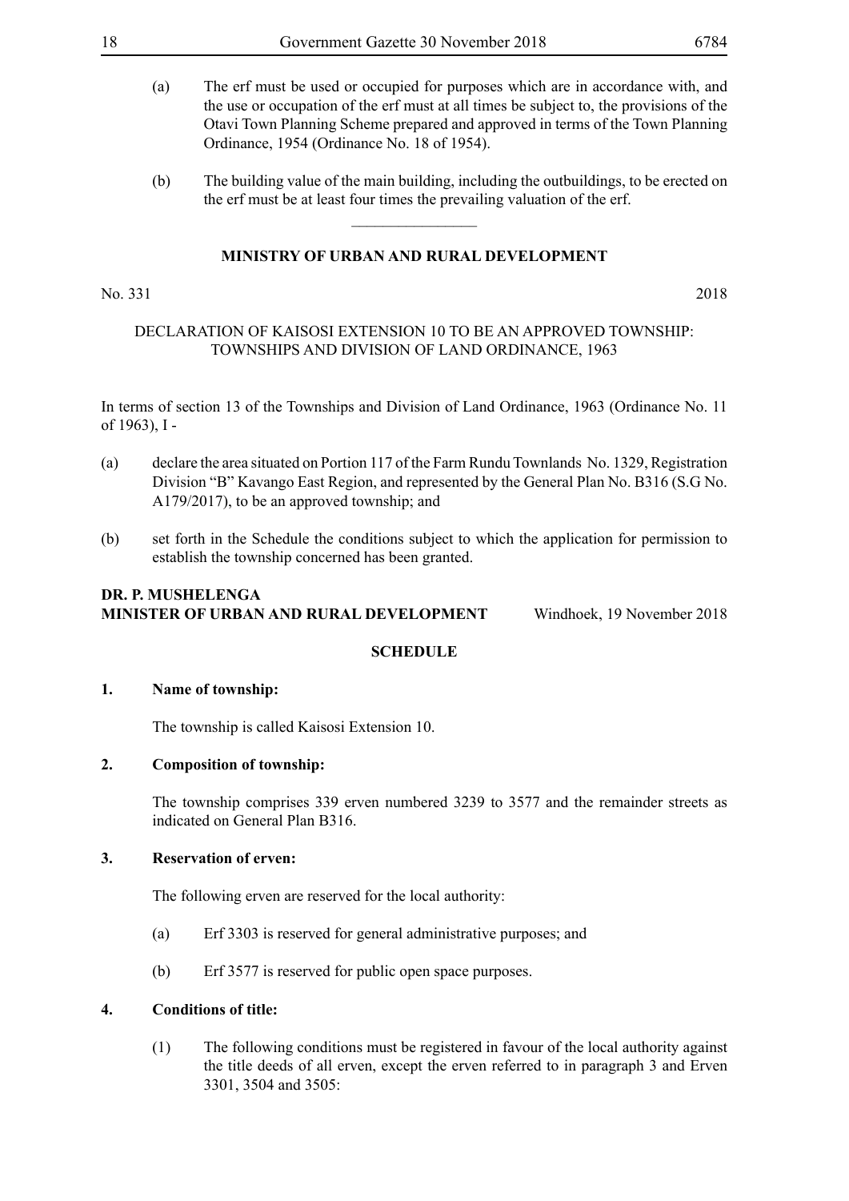(a) The erf must be used or occupied for purposes which are in accordance with, and the use or occupation of the erf must at all times be subject to, the provisions of the Otavi Town Planning Scheme prepared and approved in terms of the Town Planning Ordinance, 1954 (Ordinance No. 18 of 1954).

(b) The building value of the main building, including the outbuildings, to be erected on the erf must be at least four times the prevailing valuation of the erf.

---

**MINISTRY OF URBAN AND RURAL DEVELOPMENT**

No. 331 2018

DECLARATION OF KAISOSI EXTENSION 10 TO BE AN APPROVED TOWNSHIP: TOWNSHIPS AND DIVISION OF LAND ORDINANCE, 1963

In terms of section 13 of the Townships and Division of Land Ordinance, 1963 (Ordinance No. 11 of 1963), I -

(a) declare the area situated on Portion 117 of the Farm Rundu Townlands No. 1329, Registration Division "B" Kavango East Region, and represented by the General Plan No. B316 (S.G No. A179/2017), to be an approved township; and

(b) set forth in the Schedule the conditions subject to which the application for permission to establish the township concerned has been granted.

**DR. P. MUSHELENGA**
**MINISTER OF URBAN AND RURAL DEVELOPMENT** Windhoek, 19 November 2018

**SCHEDULE**

**1. Name of township:**

The township is called Kaisosi Extension 10.

**2. Composition of township:**

The township comprises 339 erven numbered 3239 to 3577 and the remainder streets as indicated on General Plan B316.

**3. Reservation of erven:**

The following erven are reserved for the local authority:

(a) Erf 3303 is reserved for general administrative purposes; and

(b) Erf 3577 is reserved for public open space purposes.

**4. Conditions of title:**

(1) The following conditions must be registered in favour of the local authority against the title deeds of all erven, except the erven referred to in paragraph 3 and Erven 3301, 3504 and 3505: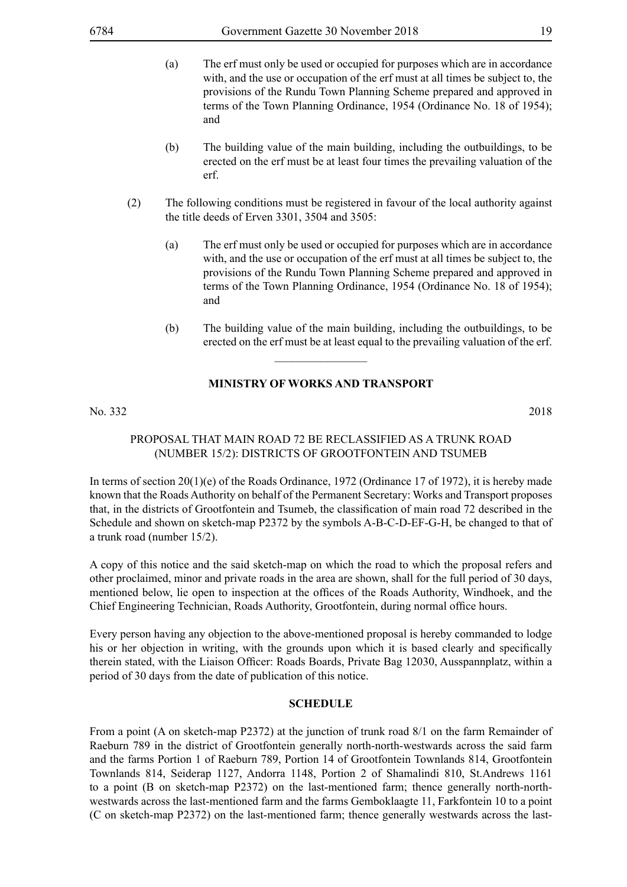(a) The erf must only be used or occupied for purposes which are in accordance with, and the use or occupation of the erf must at all times be subject to, the provisions of the Rundu Town Planning Scheme prepared and approved in terms of the Town Planning Ordinance, 1954 (Ordinance No. 18 of 1954); and

(b) The building value of the main building, including the outbuildings, to be erected on the erf must be at least four times the prevailing valuation of the erf.

(2) The following conditions must be registered in favour of the local authority against the title deeds of Erven 3301, 3504 and 3505:

(a) The erf must only be used or occupied for purposes which are in accordance with, and the use or occupation of the erf must at all times be subject to, the provisions of the Rundu Town Planning Scheme prepared and approved in terms of the Town Planning Ordinance, 1954 (Ordinance No. 18 of 1954); and

(b) The building value of the main building, including the outbuildings, to be erected on the erf must be at least equal to the prevailing valuation of the erf.

________________

**MINISTRY OF WORKS AND TRANSPORT**

No. 332 2018

PROPOSAL THAT MAIN ROAD 72 BE RECLASSIFIED AS A TRUNK ROAD (NUMBER 15/2): DISTRICTS OF GROOTFONTEIN AND TSUMEB

In terms of section 20(1)(e) of the Roads Ordinance, 1972 (Ordinance 17 of 1972), it is hereby made known that the Roads Authority on behalf of the Permanent Secretary: Works and Transport proposes that, in the districts of Grootfontein and Tsumeb, the classification of main road 72 described in the Schedule and shown on sketch-map P2372 by the symbols A-B-C-D-EF-G-H, be changed to that of a trunk road (number 15/2).

A copy of this notice and the said sketch-map on which the road to which the proposal refers and other proclaimed, minor and private roads in the area are shown, shall for the full period of 30 days, mentioned below, lie open to inspection at the offices of the Roads Authority, Windhoek, and the Chief Engineering Technician, Roads Authority, Grootfontein, during normal office hours.

Every person having any objection to the above-mentioned proposal is hereby commanded to lodge his or her objection in writing, with the grounds upon which it is based clearly and specifically therein stated, with the Liaison Officer: Roads Boards, Private Bag 12030, Ausspannplatz, within a period of 30 days from the date of publication of this notice.

**SCHEDULE**

From a point (A on sketch-map P2372) at the junction of trunk road 8/1 on the farm Remainder of Raeburn 789 in the district of Grootfontein generally north-north-westwards across the said farm and the farms Portion 1 of Raeburn 789, Portion 14 of Grootfontein Townlands 814, Grootfontein Townlands 814, Seiderap 1127, Andorra 1148, Portion 2 of Shamalindi 810, St.Andrews 1161 to a point (B on sketch-map P2372) on the last-mentioned farm; thence generally north-north-westwards across the last-mentioned farm and the farms Gemboklaagte 11, Farkfontein 10 to a point (C on sketch-map P2372) on the last-mentioned farm; thence generally westwards across the last-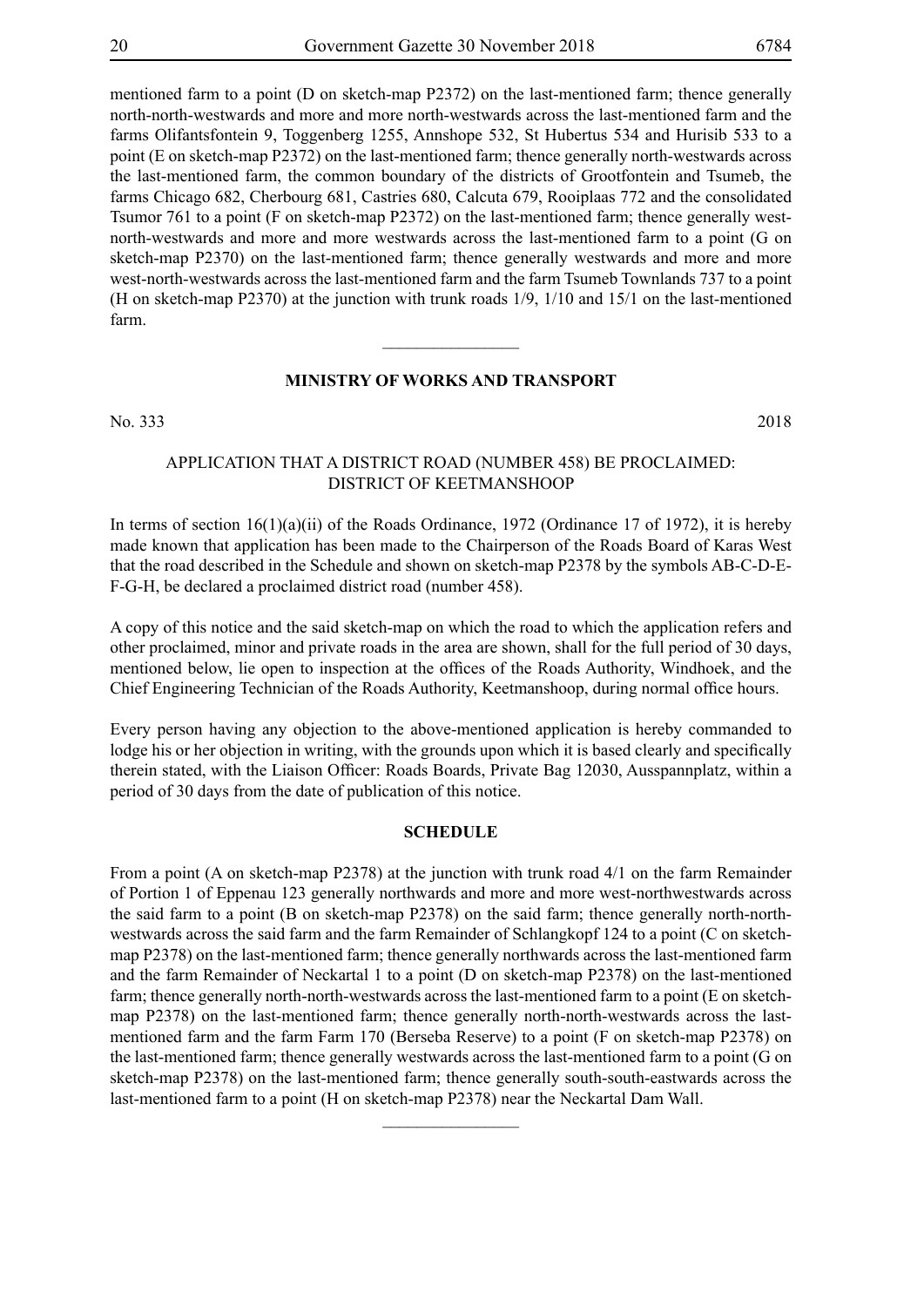mentioned farm to a point (D on sketch-map P2372) on the last-mentioned farm; thence generally north-north-westwards and more and more north-westwards across the last-mentioned farm and the farms Olifantsfontein 9, Toggenberg 1255, Annshope 532, St Hubertus 534 and Hurisib 533 to a point (E on sketch-map P2372) on the last-mentioned farm; thence generally north-westwards across the last-mentioned farm, the common boundary of the districts of Grootfontein and Tsumeb, the farms Chicago 682, Cherbourg 681, Castries 680, Calcuta 679, Rooiplaas 772 and the consolidated Tsumor 761 to a point (F on sketch-map P2372) on the last-mentioned farm; thence generally west-north-westwards and more and more westwards across the last-mentioned farm to a point (G on sketch-map P2370) on the last-mentioned farm; thence generally westwards and more and more west-north-westwards across the last-mentioned farm and the farm Tsumeb Townlands 737 to a point (H on sketch-map P2370) at the junction with trunk roads 1/9, 1/10 and 15/1 on the last-mentioned farm.

---

## MINISTRY OF WORKS AND TRANSPORT

No. 333 2018

APPLICATION THAT A DISTRICT ROAD (NUMBER 458) BE PROCLAIMED: DISTRICT OF KEETMANSHOOP

In terms of section 16(1)(a)(ii) of the Roads Ordinance, 1972 (Ordinance 17 of 1972), it is hereby made known that application has been made to the Chairperson of the Roads Board of Karas West that the road described in the Schedule and shown on sketch-map P2378 by the symbols AB-C-D-E-F-G-H, be declared a proclaimed district road (number 458).

A copy of this notice and the said sketch-map on which the road to which the application refers and other proclaimed, minor and private roads in the area are shown, shall for the full period of 30 days, mentioned below, lie open to inspection at the offices of the Roads Authority, Windhoek, and the Chief Engineering Technician of the Roads Authority, Keetmanshoop, during normal office hours.

Every person having any objection to the above-mentioned application is hereby commanded to lodge his or her objection in writing, with the grounds upon which it is based clearly and specifically therein stated, with the Liaison Officer: Roads Boards, Private Bag 12030, Ausspannplatz, within a period of 30 days from the date of publication of this notice.

### SCHEDULE

From a point (A on sketch-map P2378) at the junction with trunk road 4/1 on the farm Remainder of Portion 1 of Eppenau 123 generally northwards and more and more west-northwestwards across the said farm to a point (B on sketch-map P2378) on the said farm; thence generally north-north-westwards across the said farm and the farm Remainder of Schlangkopf 124 to a point (C on sketch-map P2378) on the last-mentioned farm; thence generally northwards across the last-mentioned farm and the farm Remainder of Neckartal 1 to a point (D on sketch-map P2378) on the last-mentioned farm; thence generally north-north-westwards across the last-mentioned farm to a point (E on sketch-map P2378) on the last-mentioned farm; thence generally north-north-westwards across the last-mentioned farm and the farm Farm 170 (Berseba Reserve) to a point (F on sketch-map P2378) on the last-mentioned farm; thence generally westwards across the last-mentioned farm to a point (G on sketch-map P2378) on the last-mentioned farm; thence generally south-south-eastwards across the last-mentioned farm to a point (H on sketch-map P2378) near the Neckartal Dam Wall.

---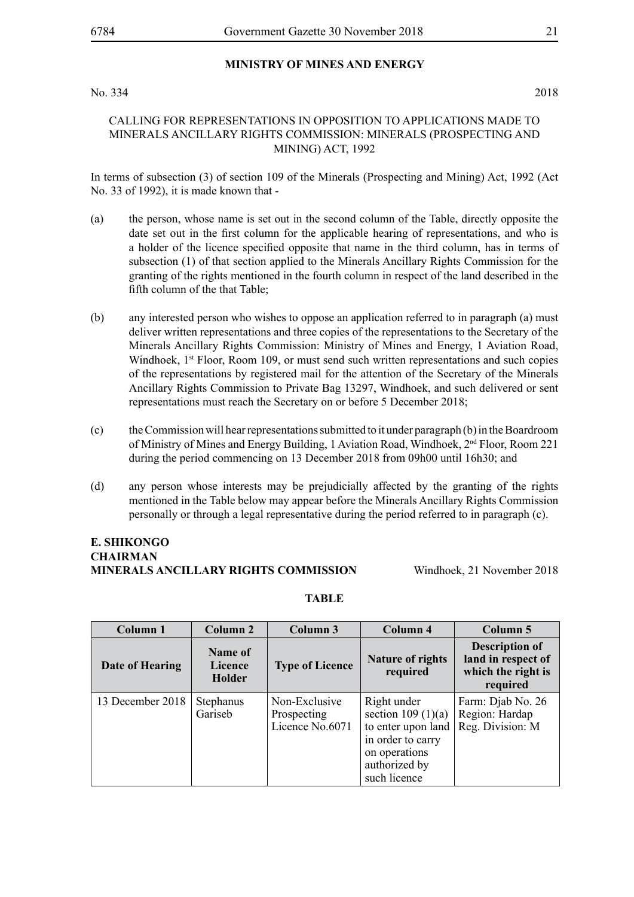## MINISTRY OF MINES AND ENERGY

No. 334 2018

CALLING FOR REPRESENTATIONS IN OPPOSITION TO APPLICATIONS MADE TO MINERALS ANCILLARY RIGHTS COMMISSION: MINERALS (PROSPECTING AND MINING) ACT, 1992

In terms of subsection (3) of section 109 of the Minerals (Prospecting and Mining) Act, 1992 (Act No. 33 of 1992), it is made known that -

(a) the person, whose name is set out in the second column of the Table, directly opposite the date set out in the first column for the applicable hearing of representations, and who is a holder of the licence specified opposite that name in the third column, has in terms of subsection (1) of that section applied to the Minerals Ancillary Rights Commission for the granting of the rights mentioned in the fourth column in respect of the land described in the fifth column of the that Table;

(b) any interested person who wishes to oppose an application referred to in paragraph (a) must deliver written representations and three copies of the representations to the Secretary of the Minerals Ancillary Rights Commission: Ministry of Mines and Energy, 1 Aviation Road, Windhoek, 1st Floor, Room 109, or must send such written representations and such copies of the representations by registered mail for the attention of the Secretary of the Minerals Ancillary Rights Commission to Private Bag 13297, Windhoek, and such delivered or sent representations must reach the Secretary on or before 5 December 2018;

(c) the Commission will hear representations submitted to it under paragraph (b) in the Boardroom of Ministry of Mines and Energy Building, 1 Aviation Road, Windhoek, 2nd Floor, Room 221 during the period commencing on 13 December 2018 from 09h00 until 16h30; and

(d) any person whose interests may be prejudicially affected by the granting of the rights mentioned in the Table below may appear before the Minerals Ancillary Rights Commission personally or through a legal representative during the period referred to in paragraph (c).

**E. SHIKONGO**
**CHAIRMAN**
**MINERALS ANCILLARY RIGHTS COMMISSION** Windhoek, 21 November 2018

**TABLE**

| Column 1 | Column 2 | Column 3 | Column 4 | Column 5 |
|---|---|---|---|---|
| **Date of Hearing** | **Name of Licence Holder** | **Type of Licence** | **Nature of rights required** | **Description of land in respect of which the right is required** |
| 13 December 2018 | Stephanus Gariseb | Non-Exclusive Prospecting Licence No.6071 | Right under section 109 (1)(a) to enter upon land in order to carry on operations authorized by such licence | Farm: Djab No. 26 Region: Hardap Reg. Division: M |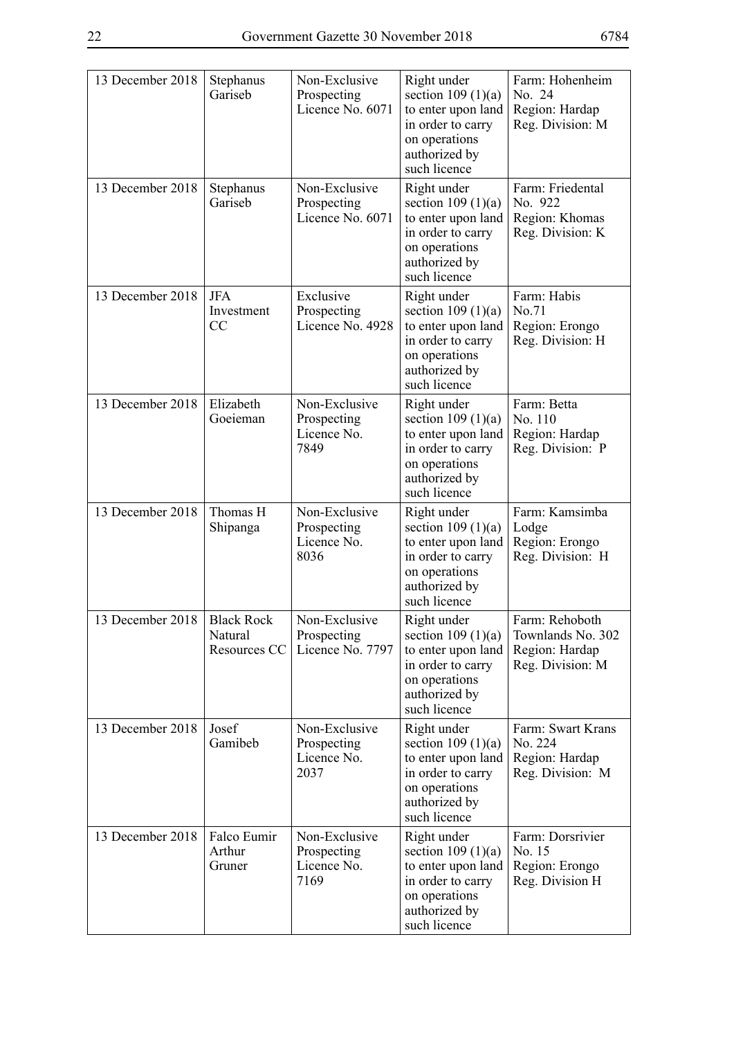| | | | | |
|---|---|---|---|---|
| 13 December 2018 | Stephanus Gariseb | Non-Exclusive Prospecting Licence No. 6071 | Right under section 109 (1)(a) to enter upon land in order to carry on operations authorized by such licence | Farm: Hohenheim No. 24 Region: Hardap Reg. Division: M |
| 13 December 2018 | Stephanus Gariseb | Non-Exclusive Prospecting Licence No. 6071 | Right under section 109 (1)(a) to enter upon land in order to carry on operations authorized by such licence | Farm: Friedental No. 922 Region: Khomas Reg. Division: K |
| 13 December 2018 | JFA Investment CC | Exclusive Prospecting Licence No. 4928 | Right under section 109 (1)(a) to enter upon land in order to carry on operations authorized by such licence | Farm: Habis No.71 Region: Erongo Reg. Division: H |
| 13 December 2018 | Elizabeth Goeieman | Non-Exclusive Prospecting Licence No. 7849 | Right under section 109 (1)(a) to enter upon land in order to carry on operations authorized by such licence | Farm: Betta No. 110 Region: Hardap Reg. Division: P |
| 13 December 2018 | Thomas H Shipanga | Non-Exclusive Prospecting Licence No. 8036 | Right under section 109 (1)(a) to enter upon land in order to carry on operations authorized by such licence | Farm: Kamsimba Lodge Region: Erongo Reg. Division: H |
| 13 December 2018 | Black Rock Natural Resources CC | Non-Exclusive Prospecting Licence No. 7797 | Right under section 109 (1)(a) to enter upon land in order to carry on operations authorized by such licence | Farm: Rehoboth Townlands No. 302 Region: Hardap Reg. Division: M |
| 13 December 2018 | Josef Gamibeb | Non-Exclusive Prospecting Licence No. 2037 | Right under section 109 (1)(a) to enter upon land in order to carry on operations authorized by such licence | Farm: Swart Krans No. 224 Region: Hardap Reg. Division: M |
| 13 December 2018 | Falco Eumir Arthur Gruner | Non-Exclusive Prospecting Licence No. 7169 | Right under section 109 (1)(a) to enter upon land in order to carry on operations authorized by such licence | Farm: Dorsrivier No. 15 Region: Erongo Reg. Division H |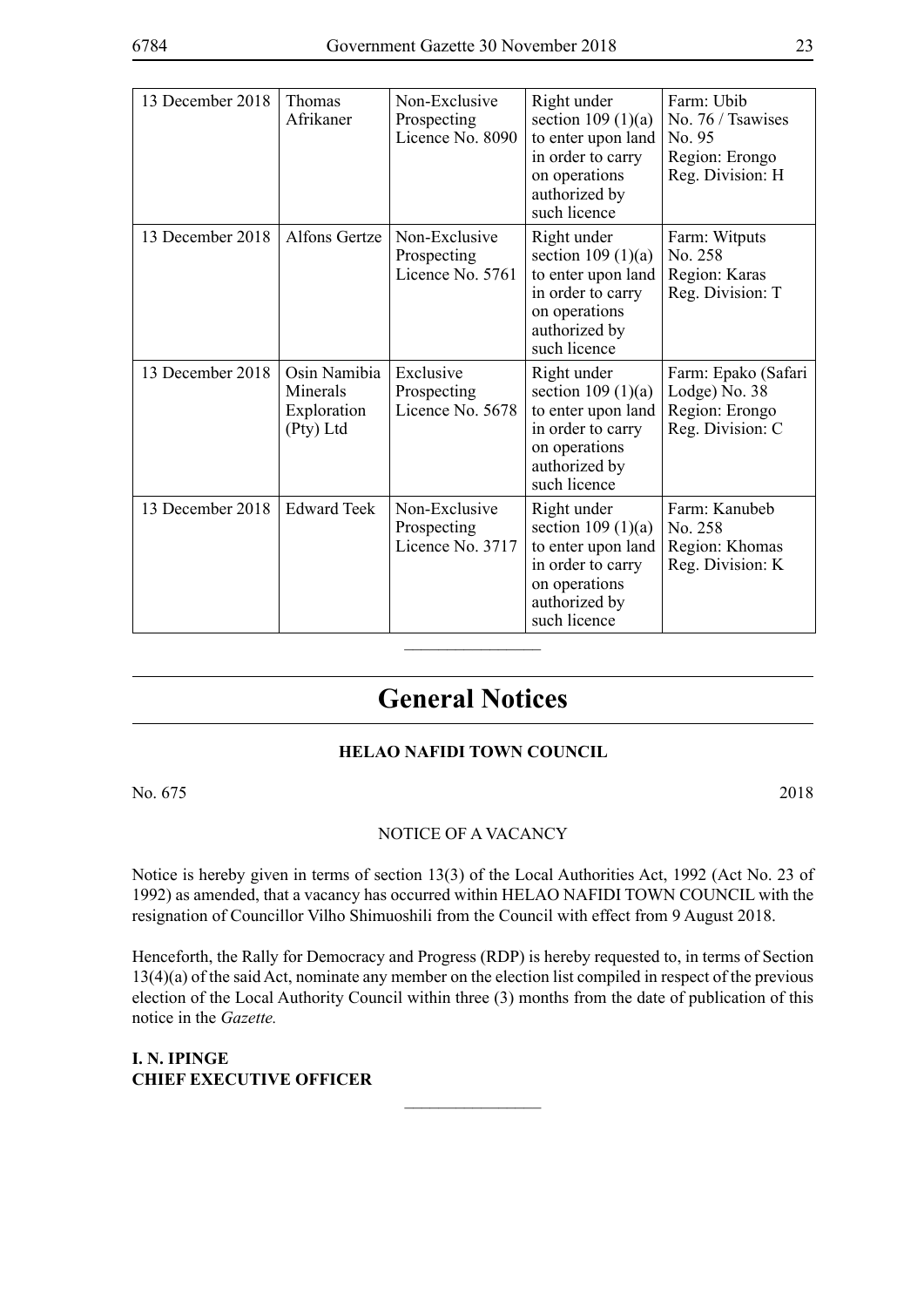| | | | | |
|---|---|---|---|---|
| 13 December 2018 | Thomas Afrikaner | Non-Exclusive Prospecting Licence No. 8090 | Right under section 109 (1)(a) to enter upon land in order to carry on operations authorized by such licence | Farm: Ubib No. 76 / Tsawises No. 95 Region: Erongo Reg. Division: H |
| 13 December 2018 | Alfons Gertze | Non-Exclusive Prospecting Licence No. 5761 | Right under section 109 (1)(a) to enter upon land in order to carry on operations authorized by such licence | Farm: Witputs No. 258 Region: Karas Reg. Division: T |
| 13 December 2018 | Osin Namibia Minerals Exploration (Pty) Ltd | Exclusive Prospecting Licence No. 5678 | Right under section 109 (1)(a) to enter upon land in order to carry on operations authorized by such licence | Farm: Epako (Safari Lodge) No. 38 Region: Erongo Reg. Division: C |
| 13 December 2018 | Edward Teek | Non-Exclusive Prospecting Licence No. 3717 | Right under section 109 (1)(a) to enter upon land in order to carry on operations authorized by such licence | Farm: Kanubeb No. 258 Region: Khomas Reg. Division: K |

# General Notices

## HELAO NAFIDI TOWN COUNCIL

No. 675 2018

NOTICE OF A VACANCY

Notice is hereby given in terms of section 13(3) of the Local Authorities Act, 1992 (Act No. 23 of 1992) as amended, that a vacancy has occurred within HELAO NAFIDI TOWN COUNCIL with the resignation of Councillor Vilho Shimuoshili from the Council with effect from 9 August 2018.

Henceforth, the Rally for Democracy and Progress (RDP) is hereby requested to, in terms of Section 13(4)(a) of the said Act, nominate any member on the election list compiled in respect of the previous election of the Local Authority Council within three (3) months from the date of publication of this notice in the *Gazette.*

**I. N. IPINGE**
**CHIEF EXECUTIVE OFFICER**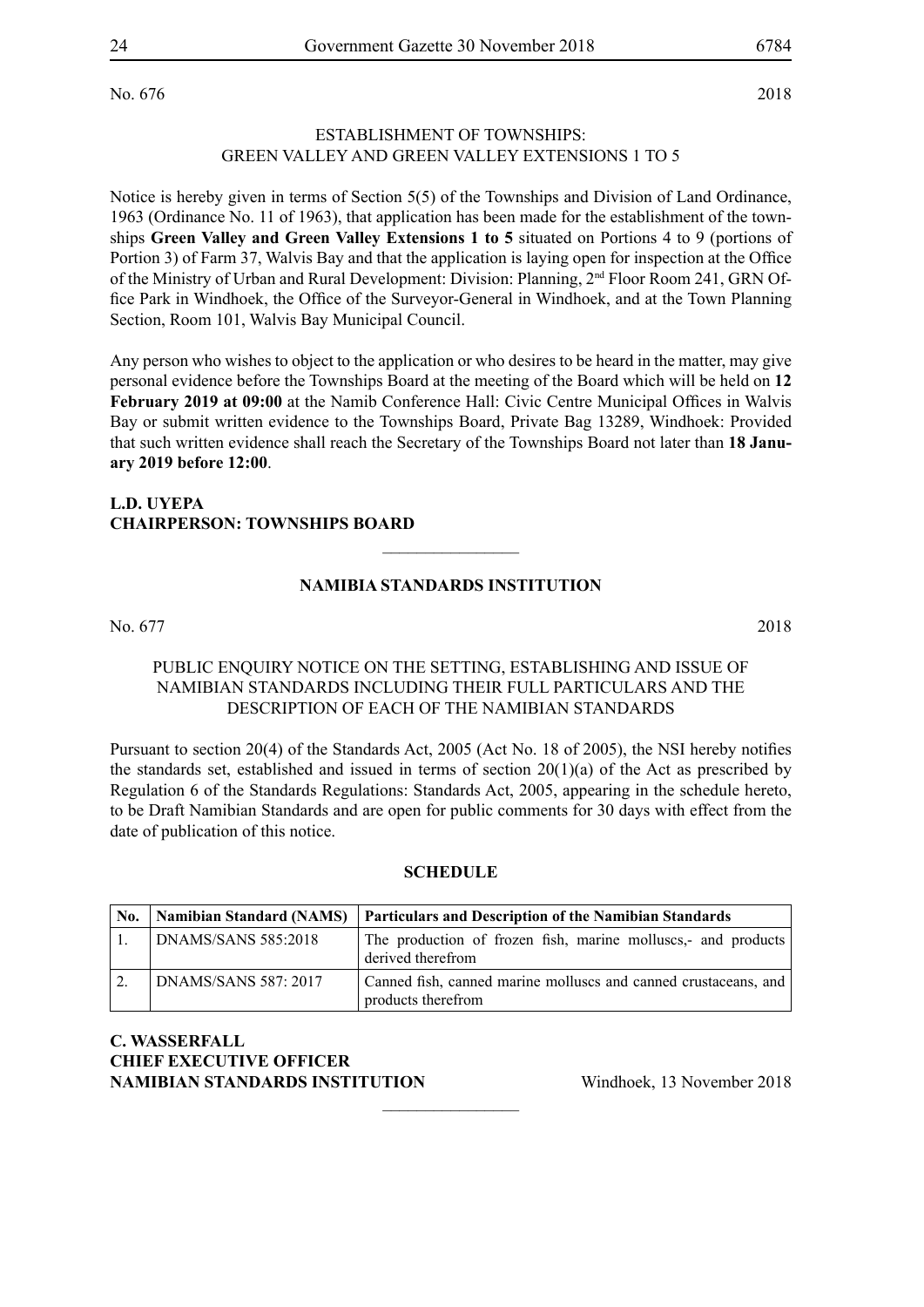No. 676 2018

ESTABLISHMENT OF TOWNSHIPS:
GREEN VALLEY AND GREEN VALLEY EXTENSIONS 1 TO 5

Notice is hereby given in terms of Section 5(5) of the Townships and Division of Land Ordinance, 1963 (Ordinance No. 11 of 1963), that application has been made for the establishment of the townships **Green Valley and Green Valley Extensions 1 to 5** situated on Portions 4 to 9 (portions of Portion 3) of Farm 37, Walvis Bay and that the application is laying open for inspection at the Office of the Ministry of Urban and Rural Development: Division: Planning, 2nd Floor Room 241, GRN Office Park in Windhoek, the Office of the Surveyor-General in Windhoek, and at the Town Planning Section, Room 101, Walvis Bay Municipal Council.

Any person who wishes to object to the application or who desires to be heard in the matter, may give personal evidence before the Townships Board at the meeting of the Board which will be held on **12 February 2019 at 09:00** at the Namib Conference Hall: Civic Centre Municipal Offices in Walvis Bay or submit written evidence to the Townships Board, Private Bag 13289, Windhoek: Provided that such written evidence shall reach the Secretary of the Townships Board not later than **18 January 2019 before 12:00**.

**L.D. UYEPA**
**CHAIRPERSON: TOWNSHIPS BOARD**

---

**NAMIBIA STANDARDS INSTITUTION**

No. 677 2018

PUBLIC ENQUIRY NOTICE ON THE SETTING, ESTABLISHING AND ISSUE OF NAMIBIAN STANDARDS INCLUDING THEIR FULL PARTICULARS AND THE DESCRIPTION OF EACH OF THE NAMIBIAN STANDARDS

Pursuant to section 20(4) of the Standards Act, 2005 (Act No. 18 of 2005), the NSI hereby notifies the standards set, established and issued in terms of section 20(1)(a) of the Act as prescribed by Regulation 6 of the Standards Regulations: Standards Act, 2005, appearing in the schedule hereto, to be Draft Namibian Standards and are open for public comments for 30 days with effect from the date of publication of this notice.

**SCHEDULE**

| No. | Namibian Standard (NAMS) | Particulars and Description of the Namibian Standards |
|---|---|---|
| 1. | DNAMS/SANS 585:2018 | The production of frozen fish, marine molluscs,- and products derived therefrom |
| 2. | DNAMS/SANS 587: 2017 | Canned fish, canned marine molluscs and canned crustaceans, and products therefrom |

**C. WASSERFALL**
**CHIEF EXECUTIVE OFFICER**
**NAMIBIAN STANDARDS INSTITUTION** Windhoek, 13 November 2018

---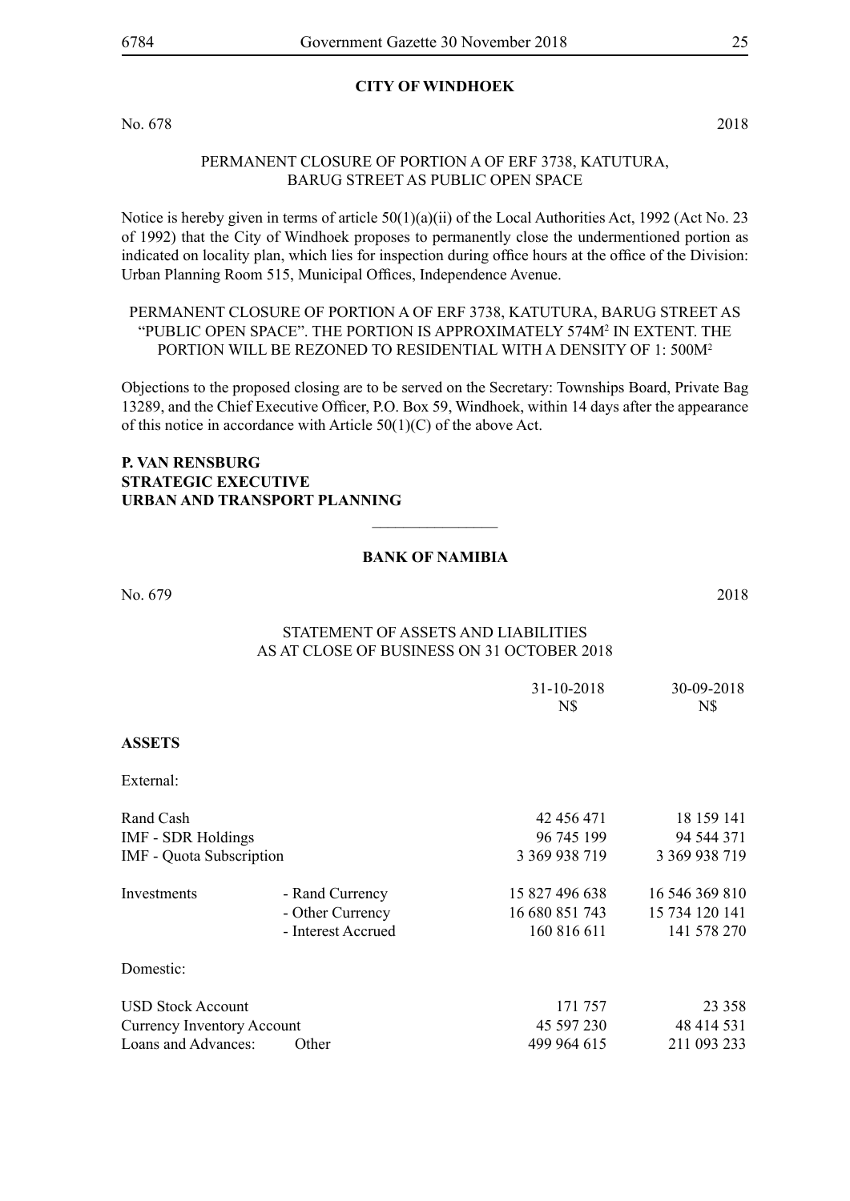**CITY OF WINDHOEK**

No. 678 2018

PERMANENT CLOSURE OF PORTION A OF ERF 3738, KATUTURA, BARUG STREET AS PUBLIC OPEN SPACE

Notice is hereby given in terms of article 50(1)(a)(ii) of the Local Authorities Act, 1992 (Act No. 23 of 1992) that the City of Windhoek proposes to permanently close the undermentioned portion as indicated on locality plan, which lies for inspection during office hours at the office of the Division: Urban Planning Room 515, Municipal Offices, Independence Avenue.

PERMANENT CLOSURE OF PORTION A OF ERF 3738, KATUTURA, BARUG STREET AS "PUBLIC OPEN SPACE". THE PORTION IS APPROXIMATELY 574M[2] IN EXTENT. THE PORTION WILL BE REZONED TO RESIDENTIAL WITH A DENSITY OF 1: 500M[2]

Objections to the proposed closing are to be served on the Secretary: Townships Board, Private Bag 13289, and the Chief Executive Officer, P.O. Box 59, Windhoek, within 14 days after the appearance of this notice in accordance with Article 50(1)(C) of the above Act.

**P. VAN RENSBURG**
**STRATEGIC EXECUTIVE**
**URBAN AND TRANSPORT PLANNING**

---

**BANK OF NAMIBIA**

No. 679 2018

STATEMENT OF ASSETS AND LIABILITIES
AS AT CLOSE OF BUSINESS ON 31 OCTOBER 2018

| | | 31-10-2018<br>N$ | 30-09-2018<br>N$ |
|---|---|---|---|
| **ASSETS** | | | |
| External: | | | |
| Rand Cash | | 42 456 471 | 18 159 141 |
| IMF - SDR Holdings | | 96 745 199 | 94 544 371 |
| IMF - Quota Subscription | | 3 369 938 719 | 3 369 938 719 |
| Investments | - Rand Currency | 15 827 496 638 | 16 546 369 810 |
| | - Other Currency | 16 680 851 743 | 15 734 120 141 |
| | - Interest Accrued | 160 816 611 | 141 578 270 |
| Domestic: | | | |
| USD Stock Account | | 171 757 | 23 358 |
| Currency Inventory Account | | 45 597 230 | 48 414 531 |
| Loans and Advances: | Other | 499 964 615 | 211 093 233 |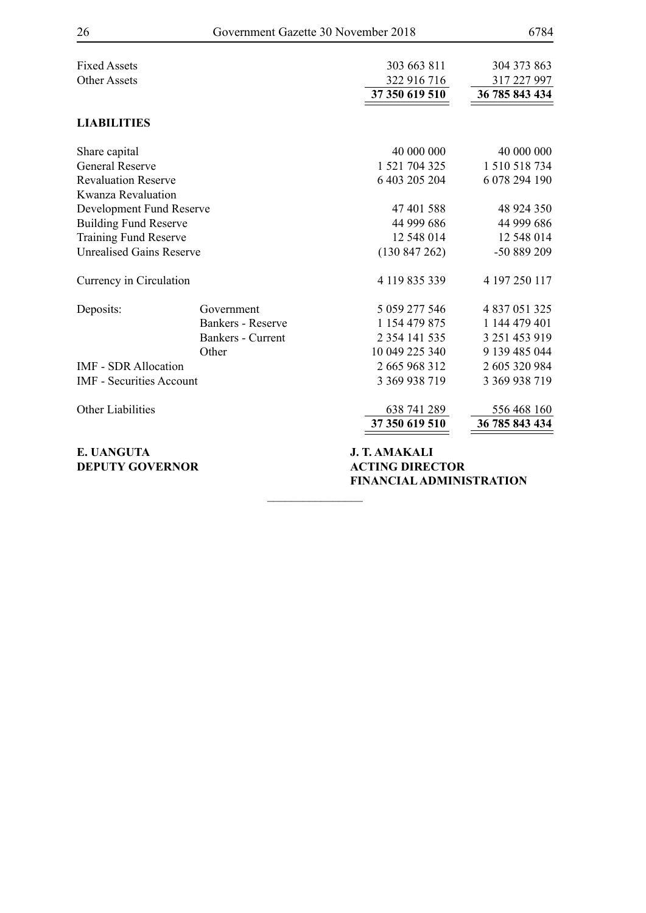| | | | |
|---|---|---|---|
| Fixed Assets | | 303 663 811 | 304 373 863 |
| Other Assets | | 322 916 716 | 317 227 997 |
| | | **37 350 619 510** | **36 785 843 434** |
| **LIABILITIES** | | | |
| Share capital | | 40 000 000 | 40 000 000 |
| General Reserve | | 1 521 704 325 | 1 510 518 734 |
| Revaluation Reserve | | 6 403 205 204 | 6 078 294 190 |
| Kwanza Revaluation | | | |
| Development Fund Reserve | | 47 401 588 | 48 924 350 |
| Building Fund Reserve | | 44 999 686 | 44 999 686 |
| Training Fund Reserve | | 12 548 014 | 12 548 014 |
| Unrealised Gains Reserve | | (130 847 262) | -50 889 209 |
| Currency in Circulation | | 4 119 835 339 | 4 197 250 117 |
| Deposits: | Government | 5 059 277 546 | 4 837 051 325 |
| | Bankers - Reserve | 1 154 479 875 | 1 144 479 401 |
| | Bankers - Current | 2 354 141 535 | 3 251 453 919 |
| | Other | 10 049 225 340 | 9 139 485 044 |
| IMF - SDR Allocation | | 2 665 968 312 | 2 605 320 984 |
| IMF - Securities Account | | 3 369 938 719 | 3 369 938 719 |
| Other Liabilities | | 638 741 289 | 556 468 160 |
| | | **37 350 619 510** | **36 785 843 434** |

**E. UANGUTA**
**DEPUTY GOVERNOR**

**J. T. AMAKALI**
**ACTING DIRECTOR**
**FINANCIAL ADMINISTRATION**

________________